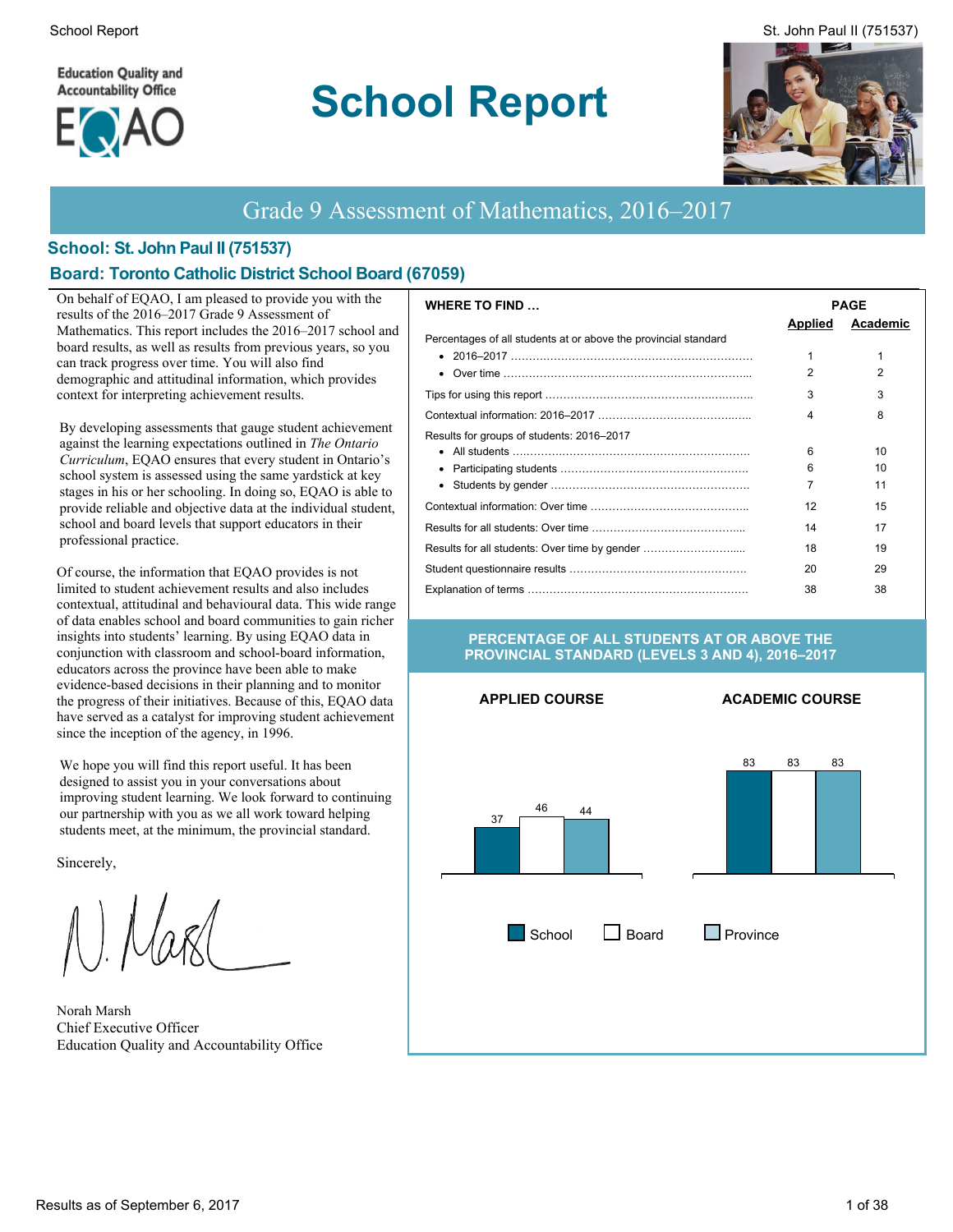Education Quality and Accountability Office

EQAO

# School Report

## Grade 9 Assessment of Mathematics, 2016–2017

### School: St. John Paul II (751537)

### Board: Toronto Catholic District School Board (67059)

On behalf of EQAO, I am pleased to provide you with the results of the 2016–2017 Grade 9 Assessment of Mathematics. This report includes the 2016–2017 school and board results, as well as results from previous years, so you can track progress over time. You will also find demographic and attitudinal information, which provides context for interpreting achievement results.

By developing assessments that gauge student achievement against the learning expectations outlined in *The Ontario Curriculum*, EQAO ensures that every student in Ontario's school system is assessed using the same yardstick at key stages in his or her schooling. In doing so, EQAO is able to provide reliable and objective data at the individual student, school and board levels that support educators in their professional practice.

Of course, the information that EQAO provides is not limited to student achievement results and also includes contextual, attitudinal and behavioural data. This wide range of data enables school and board communities to gain richer insights into students' learning. By using EQAO data in conjunction with classroom and school-board information, educators across the province have been able to make evidence-based decisions in their planning and to monitor the progress of their initiatives. Because of this, EQAO data have served as a catalyst for improving student achievement since the inception of the agency, in 1996.

We hope you will find this report useful. It has been designed to assist you in your conversations about improving student learning. We look forward to continuing our partnership with you as we all work toward helping students meet, at the minimum, the provincial standard.

Sincerely,

Norah Marsh
Chief Executive Officer
Education Quality and Accountability Office

| WHERE TO FIND … | PAGE Applied | PAGE Academic |
|---|---|---|
| Percentages of all students at or above the provincial standard | | |
| • 2016–2017 | 1 | 1 |
| • Over time | 2 | 2 |
| Tips for using this report | 3 | 3 |
| Contextual information: 2016–2017 | 4 | 8 |
| Results for groups of students: 2016–2017 | | |
| • All students | 6 | 10 |
| • Participating students | 6 | 10 |
| • Students by gender | 7 | 11 |
| Contextual information: Over time | 12 | 15 |
| Results for all students: Over time | 14 | 17 |
| Results for all students: Over time by gender | 18 | 19 |
| Student questionnaire results | 20 | 29 |
| Explanation of terms | 38 | 38 |

**PERCENTAGE OF ALL STUDENTS AT OR ABOVE THE PROVINCIAL STANDARD (LEVELS 3 AND 4), 2016–2017**

| | School | Board | Province |
|---|---|---|---|
| APPLIED COURSE | 37 | 46 | 44 |
| ACADEMIC COURSE | 83 | 83 | 83 |

Results as of September 6, 2017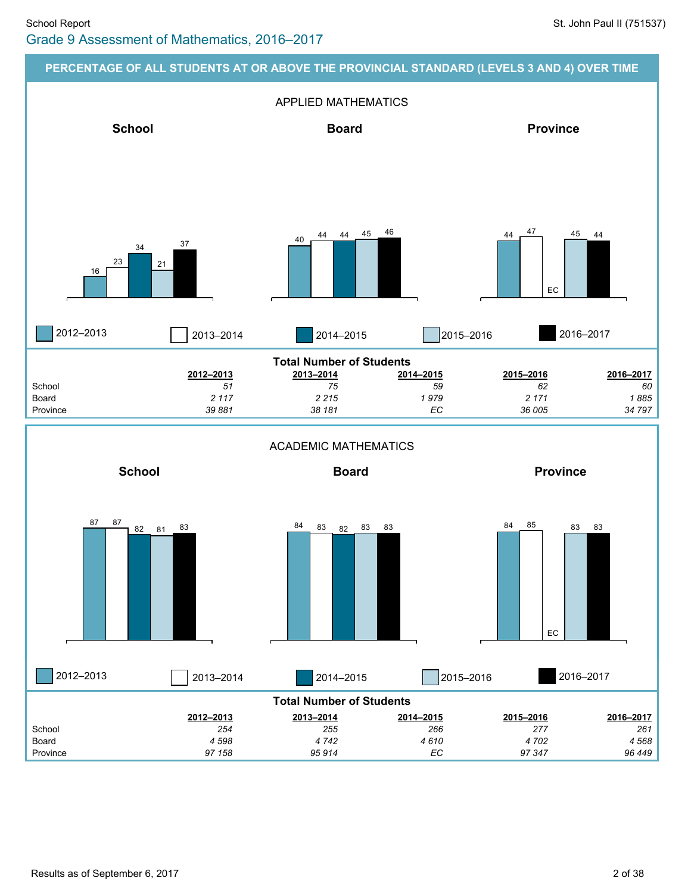## Grade 9 Assessment of Mathematics, 2016–2017

### PERCENTAGE OF ALL STUDENTS AT OR ABOVE THE PROVINCIAL STANDARD (LEVELS 3 AND 4) OVER TIME

#### APPLIED MATHEMATICS

| | 2012–2013 | 2013–2014 | 2014–2015 | 2015–2016 | 2016–2017 |
|---|---|---|---|---|---|
| School | 16 | 23 | 34 | 21 | 37 |
| Board | 40 | 44 | 44 | 45 | 46 |
| Province | 44 | 47 | EC | 45 | 44 |

**Total Number of Students**

| | 2012–2013 | 2013–2014 | 2014–2015 | 2015–2016 | 2016–2017 |
|---|---|---|---|---|---|
| School | *51* | *75* | *59* | *62* | *60* |
| Board | *2 117* | *2 215* | *1 979* | *2 171* | *1 885* |
| Province | *39 881* | *38 181* | *EC* | *36 005* | *34 797* |

#### ACADEMIC MATHEMATICS

| | 2012–2013 | 2013–2014 | 2014–2015 | 2015–2016 | 2016–2017 |
|---|---|---|---|---|---|
| School | 87 | 87 | 82 | 81 | 83 |
| Board | 84 | 83 | 82 | 83 | 83 |
| Province | 84 | 85 | EC | 83 | 83 |

**Total Number of Students**

| | 2012–2013 | 2013–2014 | 2014–2015 | 2015–2016 | 2016–2017 |
|---|---|---|---|---|---|
| School | *254* | *255* | *266* | *277* | *261* |
| Board | *4 598* | *4 742* | *4 610* | *4 702* | *4 568* |
| Province | *97 158* | *95 914* | *EC* | *97 347* | *96 449* |

Results as of September 6, 2017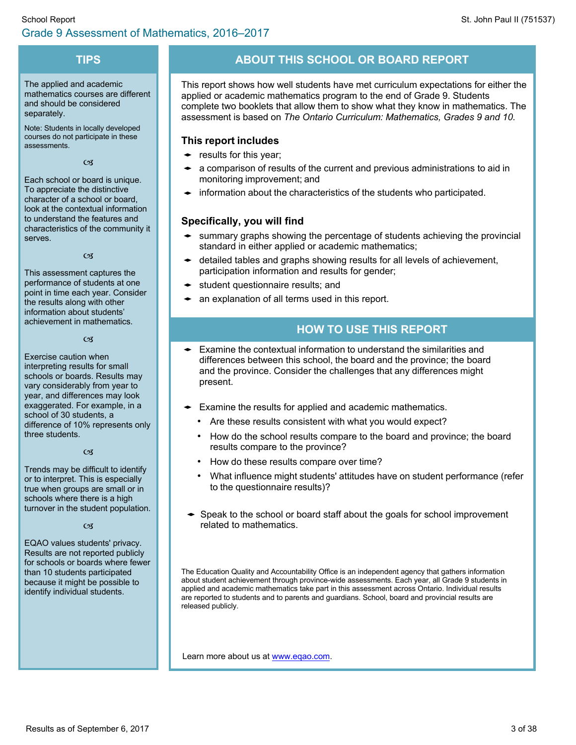# Grade 9 Assessment of Mathematics, 2016–2017

## TIPS

The applied and academic mathematics courses are different and should be considered separately.

Note: Students in locally developed courses do not participate in these assessments.

Each school or board is unique. To appreciate the distinctive character of a school or board, look at the contextual information to understand the features and characteristics of the community it serves.

This assessment captures the performance of students at one point in time each year. Consider the results along with other information about students' achievement in mathematics.

Exercise caution when interpreting results for small schools or boards. Results may vary considerably from year to year, and differences may look exaggerated. For example, in a school of 30 students, a difference of 10% represents only three students.

Trends may be difficult to identify or to interpret. This is especially true when groups are small or in schools where there is a high turnover in the student population.

EQAO values students' privacy. Results are not reported publicly for schools or boards where fewer than 10 students participated because it might be possible to identify individual students.

## ABOUT THIS SCHOOL OR BOARD REPORT

This report shows how well students have met curriculum expectations for either the applied or academic mathematics program to the end of Grade 9. Students complete two booklets that allow them to show what they know in mathematics. The assessment is based on *The Ontario Curriculum: Mathematics, Grades 9 and 10.*

### This report includes

- results for this year;
- a comparison of results of the current and previous administrations to aid in monitoring improvement; and
- information about the characteristics of the students who participated.

### Specifically, you will find

- summary graphs showing the percentage of students achieving the provincial standard in either applied or academic mathematics;
- detailed tables and graphs showing results for all levels of achievement, participation information and results for gender;
- student questionnaire results; and
- an explanation of all terms used in this report.

## HOW TO USE THIS REPORT

- Examine the contextual information to understand the similarities and differences between this school, the board and the province; the board and the province. Consider the challenges that any differences might present.
- Examine the results for applied and academic mathematics.
  - Are these results consistent with what you would expect?
  - How do the school results compare to the board and province; the board results compare to the province?
  - How do these results compare over time?
  - What influence might students' attitudes have on student performance (refer to the questionnaire results)?
- Speak to the school or board staff about the goals for school improvement related to mathematics.

The Education Quality and Accountability Office is an independent agency that gathers information about student achievement through province-wide assessments. Each year, all Grade 9 students in applied and academic mathematics take part in this assessment across Ontario. Individual results are reported to students and to parents and guardians. School, board and provincial results are released publicly.

Learn more about us at www.eqao.com.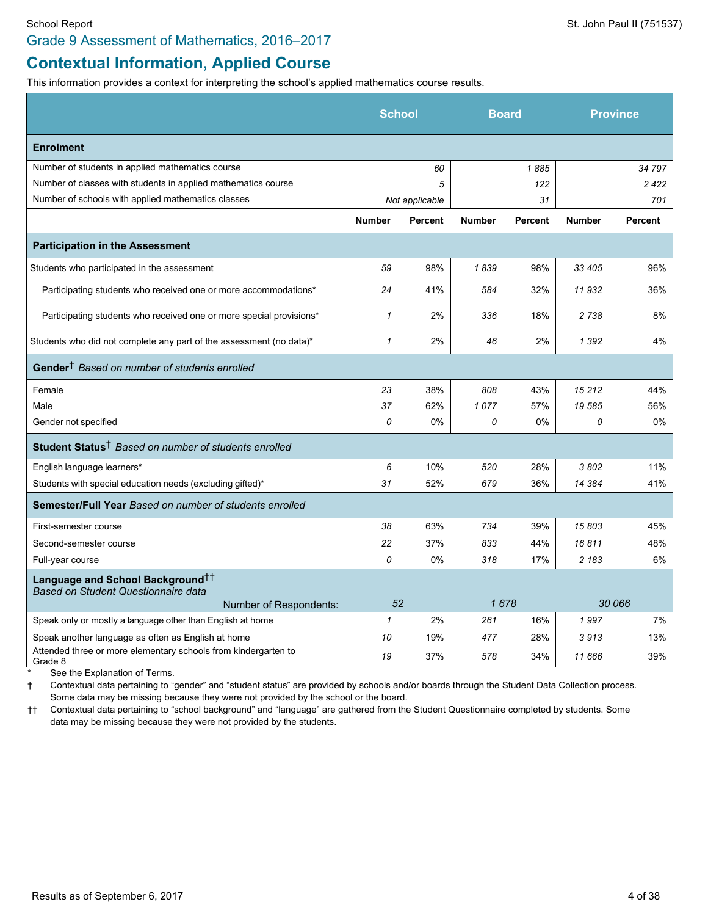Grade 9 Assessment of Mathematics, 2016–2017

## Contextual Information, Applied Course

This information provides a context for interpreting the school's applied mathematics course results.

| | School | | Board | | Province | |
|---|---|---|---|---|---|---|
| **Enrolment** | | | | | | |
| Number of students in applied mathematics course | | 60 | | 1 885 | | 34 797 |
| Number of classes with students in applied mathematics course | | 5 | | 122 | | 2 422 |
| Number of schools with applied mathematics classes | | Not applicable | | 31 | | 701 |
| | **Number** | **Percent** | **Number** | **Percent** | **Number** | **Percent** |
| **Participation in the Assessment** | | | | | | |
| Students who participated in the assessment | 59 | 98% | 1 839 | 98% | 33 405 | 96% |
| Participating students who received one or more accommodations* | 24 | 41% | 584 | 32% | 11 932 | 36% |
| Participating students who received one or more special provisions* | 1 | 2% | 336 | 18% | 2 738 | 8% |
| Students who did not complete any part of the assessment (no data)* | 1 | 2% | 46 | 2% | 1 392 | 4% |
| **Gender†** *Based on number of students enrolled* | | | | | | |
| Female | 23 | 38% | 808 | 43% | 15 212 | 44% |
| Male | 37 | 62% | 1 077 | 57% | 19 585 | 56% |
| Gender not specified | 0 | 0% | 0 | 0% | 0 | 0% |
| **Student Status†** *Based on number of students enrolled* | | | | | | |
| English language learners* | 6 | 10% | 520 | 28% | 3 802 | 11% |
| Students with special education needs (excluding gifted)* | 31 | 52% | 679 | 36% | 14 384 | 41% |
| **Semester/Full Year** *Based on number of students enrolled* | | | | | | |
| First-semester course | 38 | 63% | 734 | 39% | 15 803 | 45% |
| Second-semester course | 22 | 37% | 833 | 44% | 16 811 | 48% |
| Full-year course | 0 | 0% | 318 | 17% | 2 183 | 6% |
| **Language and School Background††** *Based on Student Questionnaire data* | | | | | | |
| Number of Respondents: | 52 | | 1 678 | | 30 066 | |
| Speak only or mostly a language other than English at home | 1 | 2% | 261 | 16% | 1 997 | 7% |
| Speak another language as often as English at home | 10 | 19% | 477 | 28% | 3 913 | 13% |
| Attended three or more elementary schools from kindergarten to Grade 8 | 19 | 37% | 578 | 34% | 11 666 | 39% |

\* See the Explanation of Terms.

† Contextual data pertaining to "gender" and "student status" are provided by schools and/or boards through the Student Data Collection process. Some data may be missing because they were not provided by the school or the board.

†† Contextual data pertaining to "school background" and "language" are gathered from the Student Questionnaire completed by students. Some data may be missing because they were not provided by the students.

Results as of September 6, 2017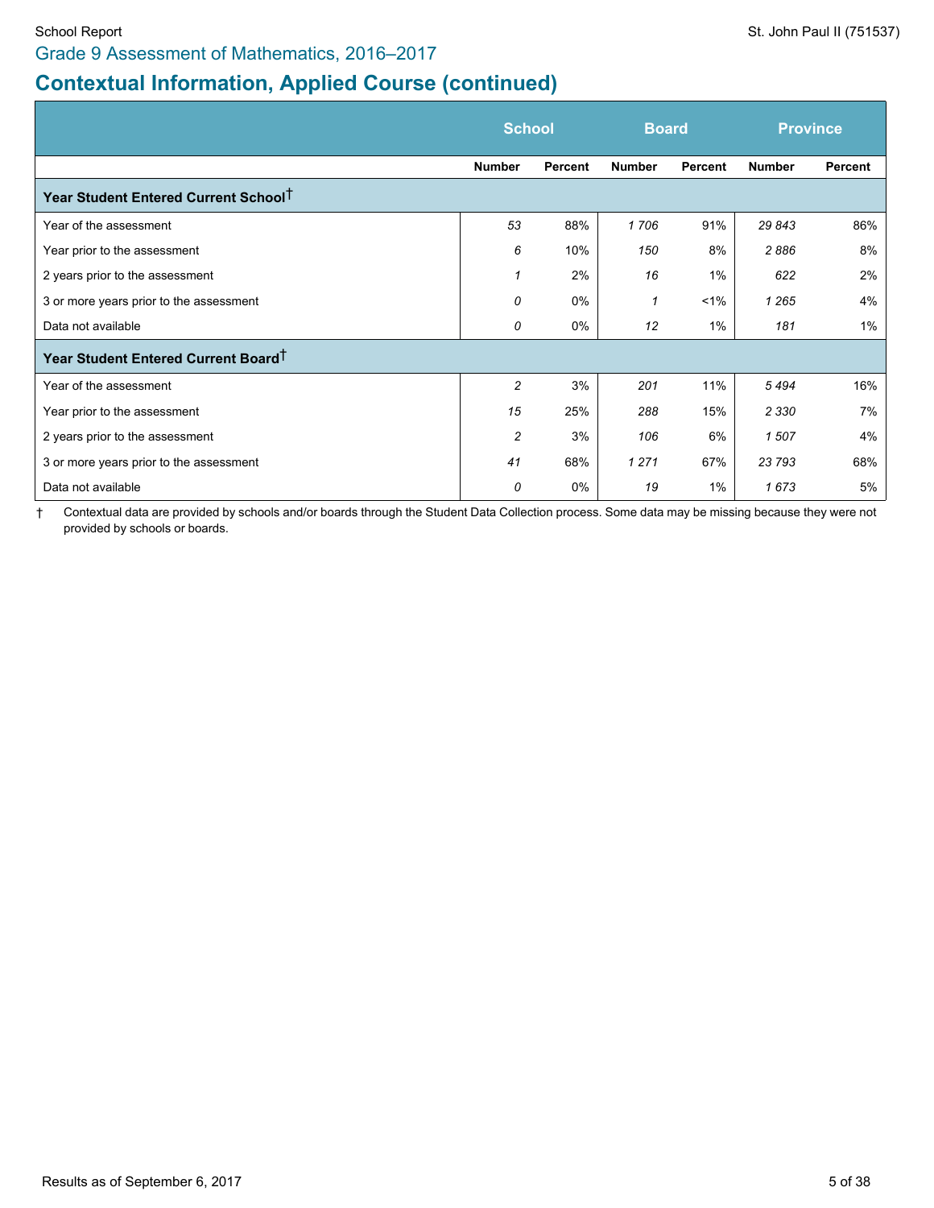Grade 9 Assessment of Mathematics, 2016–2017

# Contextual Information, Applied Course (continued)

| | School | | Board | | Province | |
|---|---|---|---|---|---|---|
| | Number | Percent | Number | Percent | Number | Percent |
| **Year Student Entered Current School†** | | | | | | |
| Year of the assessment | 53 | 88% | 1 706 | 91% | 29 843 | 86% |
| Year prior to the assessment | 6 | 10% | 150 | 8% | 2 886 | 8% |
| 2 years prior to the assessment | 1 | 2% | 16 | 1% | 622 | 2% |
| 3 or more years prior to the assessment | 0 | 0% | 1 | <1% | 1 265 | 4% |
| Data not available | 0 | 0% | 12 | 1% | 181 | 1% |
| **Year Student Entered Current Board†** | | | | | | |
| Year of the assessment | 2 | 3% | 201 | 11% | 5 494 | 16% |
| Year prior to the assessment | 15 | 25% | 288 | 15% | 2 330 | 7% |
| 2 years prior to the assessment | 2 | 3% | 106 | 6% | 1 507 | 4% |
| 3 or more years prior to the assessment | 41 | 68% | 1 271 | 67% | 23 793 | 68% |
| Data not available | 0 | 0% | 19 | 1% | 1 673 | 5% |

† Contextual data are provided by schools and/or boards through the Student Data Collection process. Some data may be missing because they were not provided by schools or boards.

Results as of September 6, 2017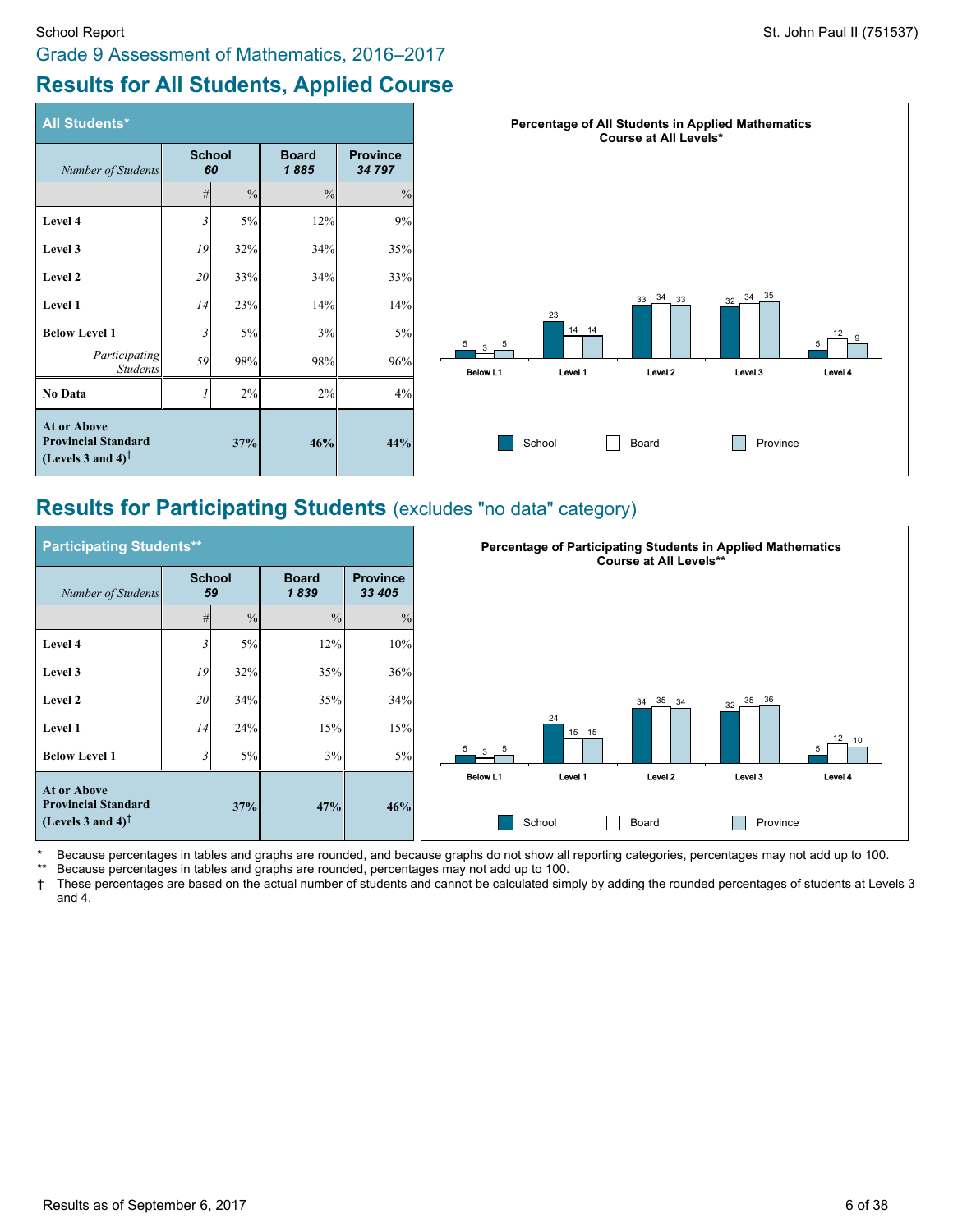School Report

St. John Paul II (751537)

Grade 9 Assessment of Mathematics, 2016–2017

## Results for All Students, Applied Course

| All Students* | School | | Board | Province |
|---|---|---|---|---|
| *Number of Students* | *60* | | *1 885* | *34 797* |
| | # | % | % | % |
| **Level 4** | 3 | 5% | 12% | 9% |
| **Level 3** | 19 | 32% | 34% | 35% |
| **Level 2** | 20 | 33% | 34% | 33% |
| **Level 1** | 14 | 23% | 14% | 14% |
| **Below Level 1** | 3 | 5% | 3% | 5% |
| *Participating Students* | 59 | 98% | 98% | 96% |
| **No Data** | 1 | 2% | 2% | 4% |
| **At or Above Provincial Standard (Levels 3 and 4)†** | | **37%** | **46%** | **44%** |

**Percentage of All Students in Applied Mathematics Course at All Levels***

| | Below L1 | Level 1 | Level 2 | Level 3 | Level 4 |
|---|---|---|---|---|---|
| School | 5 | 23 | 33 | 32 | 5 |
| Board | 3 | 14 | 34 | 34 | 12 |
| Province | 5 | 14 | 33 | 35 | 9 |

## Results for Participating Students (excludes "no data" category)

| Participating Students** | School | | Board | Province |
|---|---|---|---|---|
| *Number of Students* | *59* | | *1 839* | *33 405* |
| | # | % | % | % |
| **Level 4** | 3 | 5% | 12% | 10% |
| **Level 3** | 19 | 32% | 35% | 36% |
| **Level 2** | 20 | 34% | 35% | 34% |
| **Level 1** | 14 | 24% | 15% | 15% |
| **Below Level 1** | 3 | 5% | 3% | 5% |
| **At or Above Provincial Standard (Levels 3 and 4)†** | | **37%** | **47%** | **46%** |

**Percentage of Participating Students in Applied Mathematics Course at All Levels****

| | Below L1 | Level 1 | Level 2 | Level 3 | Level 4 |
|---|---|---|---|---|---|
| School | 5 | 24 | 34 | 32 | 5 |
| Board | 3 | 15 | 35 | 35 | 12 |
| Province | 5 | 15 | 34 | 36 | 10 |

\* Because percentages in tables and graphs are rounded, and because graphs do not show all reporting categories, percentages may not add up to 100.

\*\* Because percentages in tables and graphs are rounded, percentages may not add up to 100.

† These percentages are based on the actual number of students and cannot be calculated simply by adding the rounded percentages of students at Levels 3 and 4.

Results as of September 6, 2017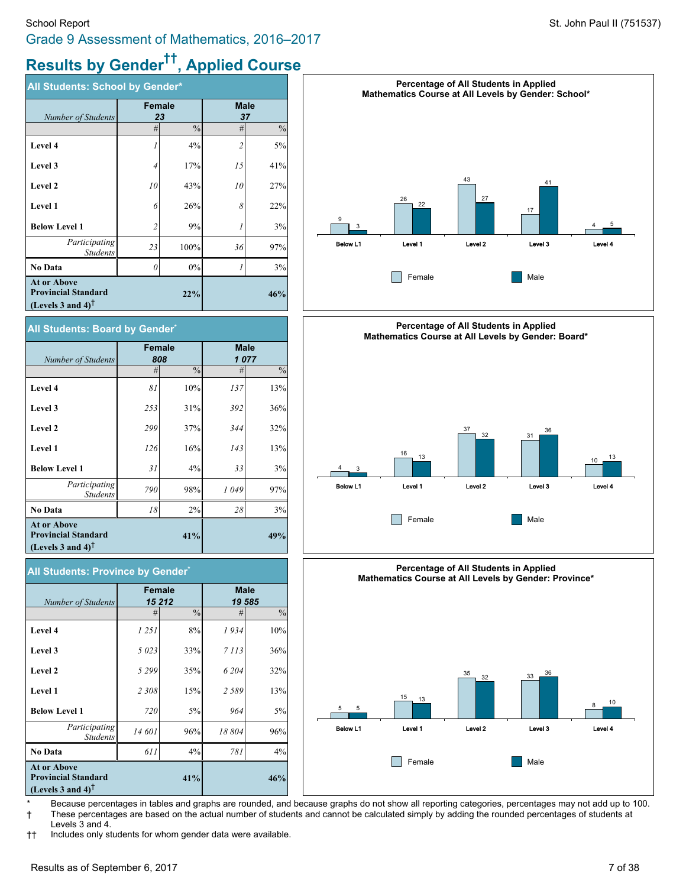School Report

St. John Paul II (751537)

Grade 9 Assessment of Mathematics, 2016–2017

# Results by Gender††, Applied Course

## All Students: School by Gender*

| Number of Students | Female 23 # | Female % | Male 37 # | Male % |
|---|---|---|---|---|
| Level 4 | 1 | 4% | 2 | 5% |
| Level 3 | 4 | 17% | 15 | 41% |
| Level 2 | 10 | 43% | 10 | 27% |
| Level 1 | 6 | 26% | 8 | 22% |
| Below Level 1 | 2 | 9% | 1 | 3% |
| Participating Students | 23 | 100% | 36 | 97% |
| No Data | 0 | 0% | 1 | 3% |
| At or Above Provincial Standard (Levels 3 and 4)† | | 22% | | 46% |

**Percentage of All Students in Applied Mathematics Course at All Levels by Gender: School***

| | Below L1 | Level 1 | Level 2 | Level 3 | Level 4 |
|---|---|---|---|---|---|
| Female | 9 | 26 | 43 | 17 | 4 |
| Male | 3 | 22 | 27 | 41 | 5 |

## All Students: Board by Gender*

| Number of Students | Female 808 # | Female % | Male 1 077 # | Male % |
|---|---|---|---|---|
| Level 4 | 81 | 10% | 137 | 13% |
| Level 3 | 253 | 31% | 392 | 36% |
| Level 2 | 299 | 37% | 344 | 32% |
| Level 1 | 126 | 16% | 143 | 13% |
| Below Level 1 | 31 | 4% | 33 | 3% |
| Participating Students | 790 | 98% | 1 049 | 97% |
| No Data | 18 | 2% | 28 | 3% |
| At or Above Provincial Standard (Levels 3 and 4)† | | 41% | | 49% |

**Percentage of All Students in Applied Mathematics Course at All Levels by Gender: Board***

| | Below L1 | Level 1 | Level 2 | Level 3 | Level 4 |
|---|---|---|---|---|---|
| Female | 4 | 16 | 37 | 31 | 10 |
| Male | 3 | 13 | 32 | 36 | 13 |

## All Students: Province by Gender*

| Number of Students | Female 15 212 # | Female % | Male 19 585 # | Male % |
|---|---|---|---|---|
| Level 4 | 1 251 | 8% | 1 934 | 10% |
| Level 3 | 5 023 | 33% | 7 113 | 36% |
| Level 2 | 5 299 | 35% | 6 204 | 32% |
| Level 1 | 2 308 | 15% | 2 589 | 13% |
| Below Level 1 | 720 | 5% | 964 | 5% |
| Participating Students | 14 601 | 96% | 18 804 | 96% |
| No Data | 611 | 4% | 781 | 4% |
| At or Above Provincial Standard (Levels 3 and 4)† | | 41% | | 46% |

**Percentage of All Students in Applied Mathematics Course at All Levels by Gender: Province***

| | Below L1 | Level 1 | Level 2 | Level 3 | Level 4 |
|---|---|---|---|---|---|
| Female | 5 | 15 | 35 | 33 | 8 |
| Male | 5 | 13 | 32 | 36 | 10 |

\* Because percentages in tables and graphs are rounded, and because graphs do not show all reporting categories, percentages may not add up to 100.

† These percentages are based on the actual number of students and cannot be calculated simply by adding the rounded percentages of students at Levels 3 and 4.

†† Includes only students for whom gender data were available.

Results as of September 6, 2017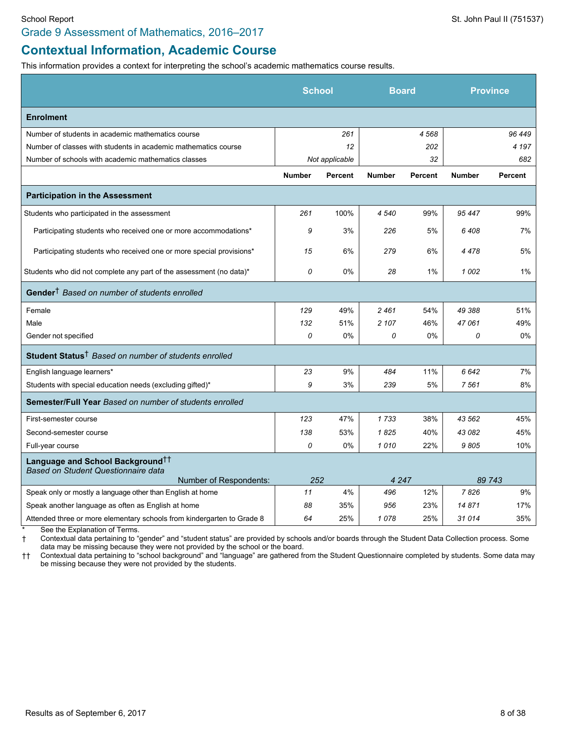Grade 9 Assessment of Mathematics, 2016–2017

## Contextual Information, Academic Course

This information provides a context for interpreting the school's academic mathematics course results.

| | School | | Board | | Province | |
|---|---|---|---|---|---|---|
| **Enrolment** | | | | | | |
| Number of students in academic mathematics course | | *261* | | *4 568* | | *96 449* |
| Number of classes with students in academic mathematics course | | *12* | | *202* | | *4 197* |
| Number of schools with academic mathematics classes | | *Not applicable* | | *32* | | *682* |
| | **Number** | **Percent** | **Number** | **Percent** | **Number** | **Percent** |
| **Participation in the Assessment** | | | | | | |
| Students who participated in the assessment | *261* | 100% | *4 540* | 99% | *95 447* | 99% |
| Participating students who received one or more accommodations* | *9* | 3% | *226* | 5% | *6 408* | 7% |
| Participating students who received one or more special provisions* | *15* | 6% | *279* | 6% | *4 478* | 5% |
| Students who did not complete any part of the assessment (no data)* | *0* | 0% | *28* | 1% | *1 002* | 1% |
| **Gender**† *Based on number of students enrolled* | | | | | | |
| Female | *129* | 49% | *2 461* | 54% | *49 388* | 51% |
| Male | *132* | 51% | *2 107* | 46% | *47 061* | 49% |
| Gender not specified | *0* | 0% | *0* | 0% | *0* | 0% |
| **Student Status**† *Based on number of students enrolled* | | | | | | |
| English language learners* | *23* | 9% | *484* | 11% | *6 642* | 7% |
| Students with special education needs (excluding gifted)* | *9* | 3% | *239* | 5% | *7 561* | 8% |
| **Semester/Full Year** *Based on number of students enrolled* | | | | | | |
| First-semester course | *123* | 47% | *1 733* | 38% | *43 562* | 45% |
| Second-semester course | *138* | 53% | *1 825* | 40% | *43 082* | 45% |
| Full-year course | *0* | 0% | *1 010* | 22% | *9 805* | 10% |
| **Language and School Background**†† *Based on Student Questionnaire data* Number of Respondents: | *252* | | *4 247* | | *89 743* | |
| Speak only or mostly a language other than English at home | *11* | 4% | *496* | 12% | *7 826* | 9% |
| Speak another language as often as English at home | *88* | 35% | *956* | 23% | *14 871* | 17% |
| Attended three or more elementary schools from kindergarten to Grade 8 | *64* | 25% | *1 078* | 25% | *31 014* | 35% |

\* See the Explanation of Terms.

† Contextual data pertaining to "gender" and "student status" are provided by schools and/or boards through the Student Data Collection process. Some data may be missing because they were not provided by the school or the board.

†† Contextual data pertaining to "school background" and "language" are gathered from the Student Questionnaire completed by students. Some data may be missing because they were not provided by the students.

Results as of September 6, 2017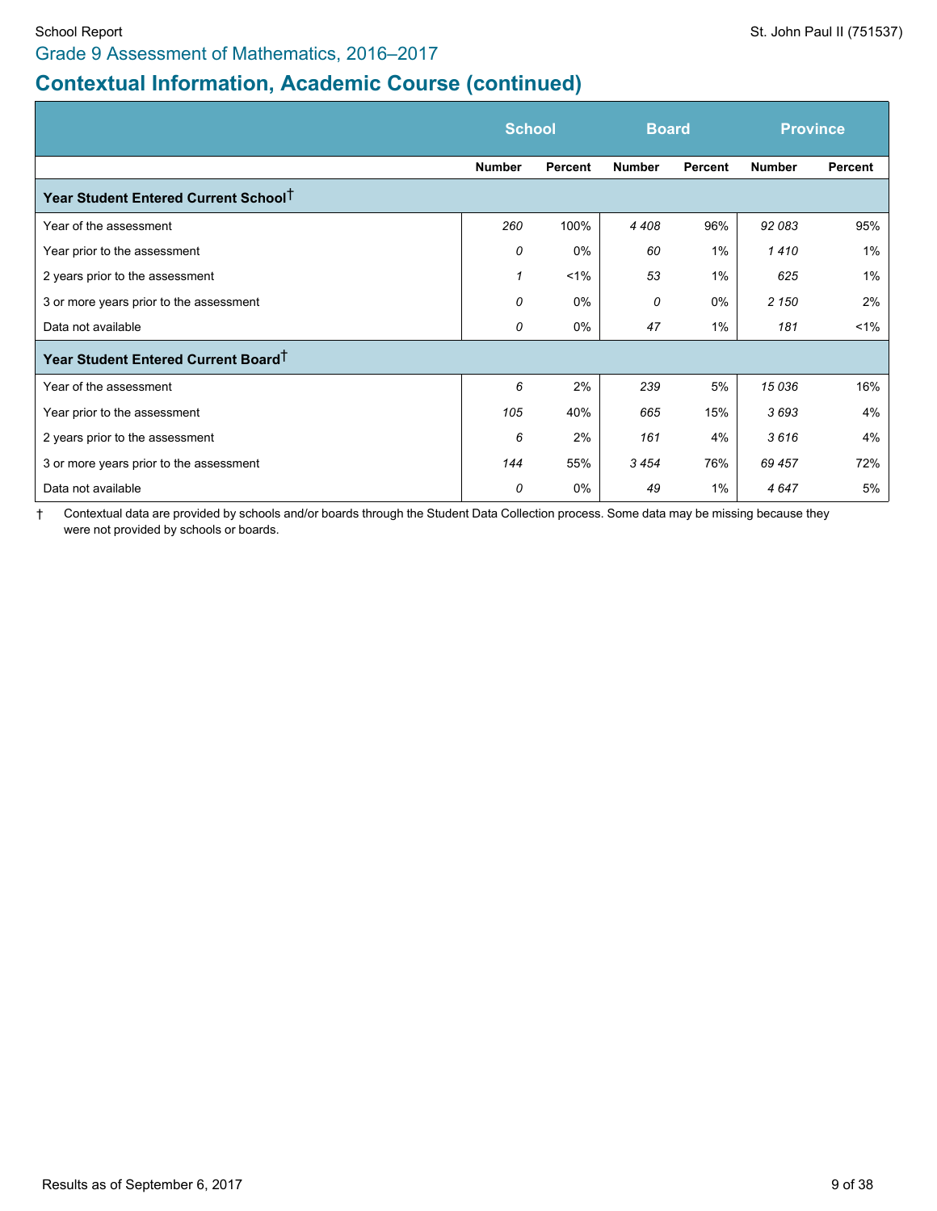## Grade 9 Assessment of Mathematics, 2016–2017

# Contextual Information, Academic Course (continued)

| | School | | Board | | Province | |
|---|---|---|---|---|---|---|
| | Number | Percent | Number | Percent | Number | Percent |
| **Year Student Entered Current School†** | | | | | | |
| Year of the assessment | *260* | 100% | *4 408* | 96% | *92 083* | 95% |
| Year prior to the assessment | *0* | 0% | *60* | 1% | *1 410* | 1% |
| 2 years prior to the assessment | *1* | <1% | *53* | 1% | *625* | 1% |
| 3 or more years prior to the assessment | *0* | 0% | *0* | 0% | *2 150* | 2% |
| Data not available | *0* | 0% | *47* | 1% | *181* | <1% |
| **Year Student Entered Current Board†** | | | | | | |
| Year of the assessment | *6* | 2% | *239* | 5% | *15 036* | 16% |
| Year prior to the assessment | *105* | 40% | *665* | 15% | *3 693* | 4% |
| 2 years prior to the assessment | *6* | 2% | *161* | 4% | *3 616* | 4% |
| 3 or more years prior to the assessment | *144* | 55% | *3 454* | 76% | *69 457* | 72% |
| Data not available | *0* | 0% | *49* | 1% | *4 647* | 5% |

† Contextual data are provided by schools and/or boards through the Student Data Collection process. Some data may be missing because they were not provided by schools or boards.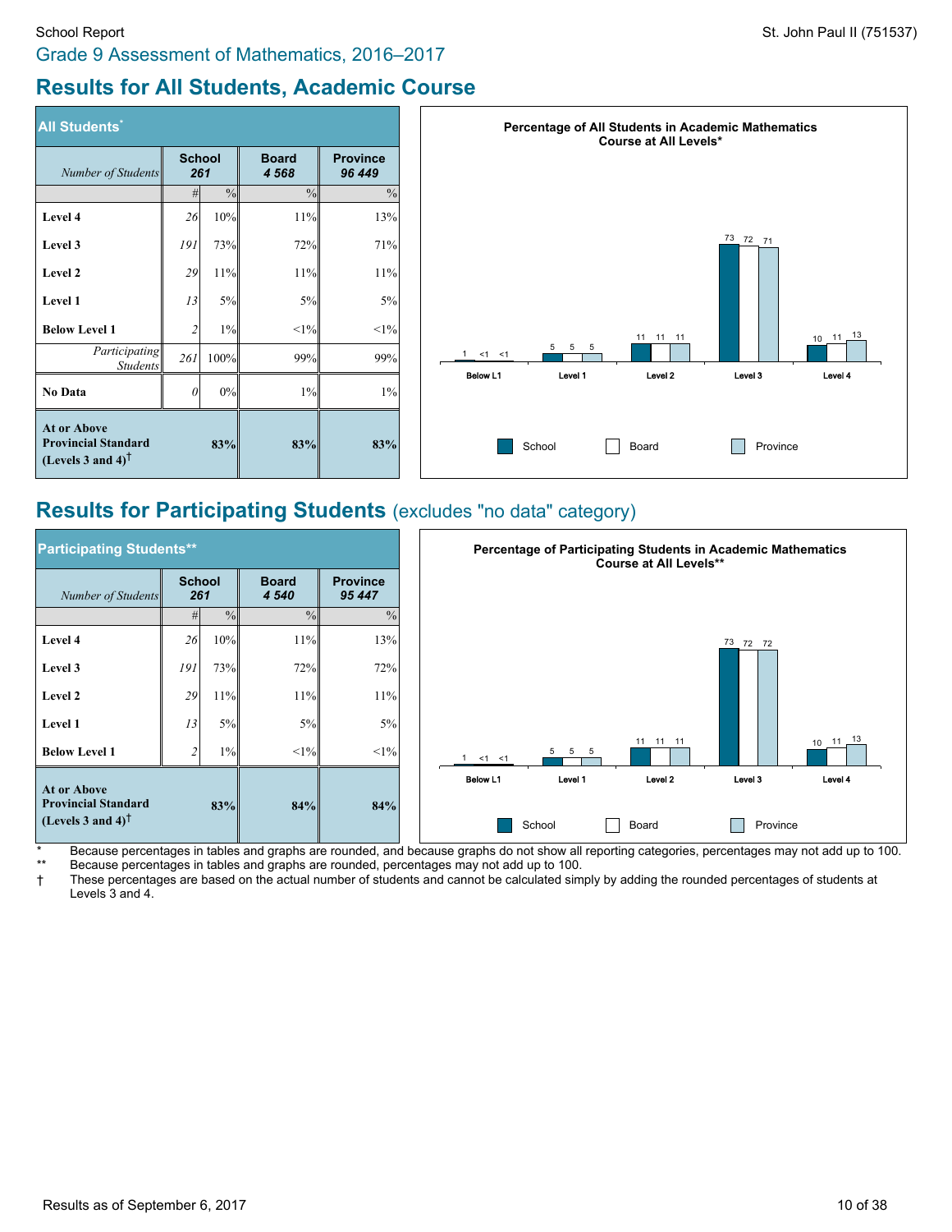School Report

St. John Paul II (751537)

Grade 9 Assessment of Mathematics, 2016–2017

# Results for All Students, Academic Course

| All Students* | School | | Board | Province |
|---|---|---|---|---|
| *Number of Students* | *261* | | *4 568* | *96 449* |
| | # | % | % | % |
| **Level 4** | 26 | 10% | 11% | 13% |
| **Level 3** | 191 | 73% | 72% | 71% |
| **Level 2** | 29 | 11% | 11% | 11% |
| **Level 1** | 13 | 5% | 5% | 5% |
| **Below Level 1** | 2 | 1% | <1% | <1% |
| *Participating Students* | 261 | 100% | 99% | 99% |
| **No Data** | 0 | 0% | 1% | 1% |
| **At or Above Provincial Standard (Levels 3 and 4)†** | | **83%** | **83%** | **83%** |

**Percentage of All Students in Academic Mathematics Course at All Levels***

| | Below L1 | Level 1 | Level 2 | Level 3 | Level 4 |
|---|---|---|---|---|---|
| School | 1 | 5 | 11 | 73 | 10 |
| Board | <1 | 5 | 11 | 72 | 11 |
| Province | <1 | 5 | 11 | 71 | 13 |

# Results for Participating Students (excludes "no data" category)

| Participating Students** | School | | Board | Province |
|---|---|---|---|---|
| *Number of Students* | *261* | | *4 540* | *95 447* |
| | # | % | % | % |
| **Level 4** | 26 | 10% | 11% | 13% |
| **Level 3** | 191 | 73% | 72% | 72% |
| **Level 2** | 29 | 11% | 11% | 11% |
| **Level 1** | 13 | 5% | 5% | 5% |
| **Below Level 1** | 2 | 1% | <1% | <1% |
| **At or Above Provincial Standard (Levels 3 and 4)†** | | **83%** | **84%** | **84%** |

**Percentage of Participating Students in Academic Mathematics Course at All Levels****

| | Below L1 | Level 1 | Level 2 | Level 3 | Level 4 |
|---|---|---|---|---|---|
| School | 1 | 5 | 11 | 73 | 10 |
| Board | <1 | 5 | 11 | 72 | 11 |
| Province | <1 | 5 | 11 | 72 | 13 |

\* Because percentages in tables and graphs are rounded, and because graphs do not show all reporting categories, percentages may not add up to 100.

\*\* Because percentages in tables and graphs are rounded, percentages may not add up to 100.

† These percentages are based on the actual number of students and cannot be calculated simply by adding the rounded percentages of students at Levels 3 and 4.

Results as of September 6, 2017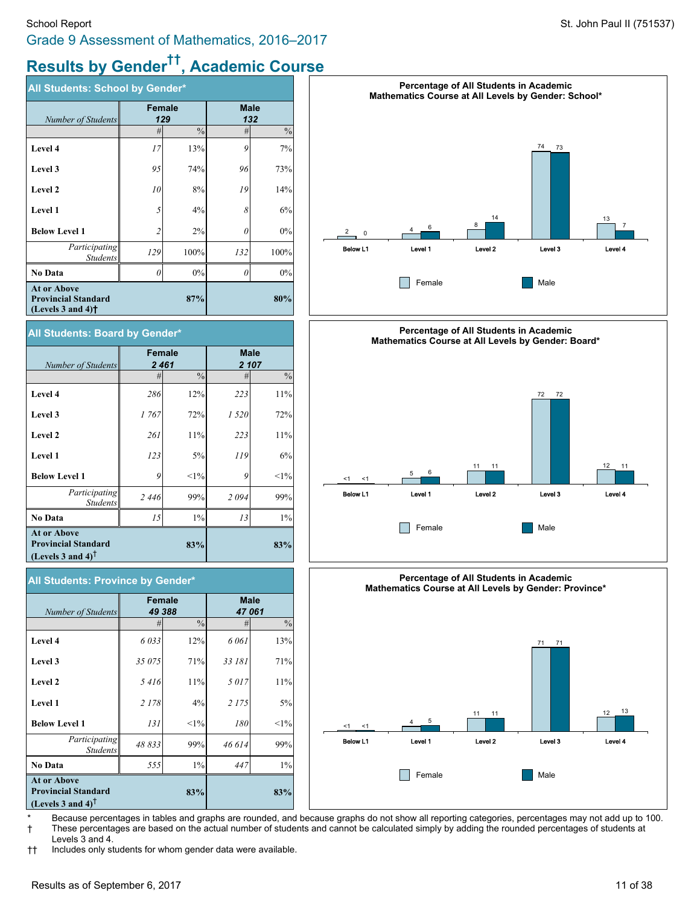School Report

Grade 9 Assessment of Mathematics, 2016–2017

St. John Paul II (751537)

# Results by Gender[††], Academic Course

## All Students: School by Gender*

| *Number of Students* | Female 129 # | % | Male 132 # | % |
|---|---|---|---|---|
| **Level 4** | *17* | 13% | *9* | 7% |
| **Level 3** | *95* | 74% | *96* | 73% |
| **Level 2** | *10* | 8% | *19* | 14% |
| **Level 1** | *5* | 4% | *8* | 6% |
| **Below Level 1** | *2* | 2% | *0* | 0% |
| *Participating Students* | *129* | 100% | *132* | 100% |
| **No Data** | *0* | 0% | *0* | 0% |
| **At or Above Provincial Standard (Levels 3 and 4)†** | | **87%** | | **80%** |

**Percentage of All Students in Academic Mathematics Course at All Levels by Gender: School***

| | Below L1 | Level 1 | Level 2 | Level 3 | Level 4 |
|---|---|---|---|---|---|
| Female | 2 | 4 | 8 | 74 | 13 |
| Male | 0 | 6 | 14 | 73 | 7 |

## All Students: Board by Gender*

| *Number of Students* | Female 2 461 # | % | Male 2 107 # | % |
|---|---|---|---|---|
| **Level 4** | *286* | 12% | *223* | 11% |
| **Level 3** | *1 767* | 72% | *1 520* | 72% |
| **Level 2** | *261* | 11% | *223* | 11% |
| **Level 1** | *123* | 5% | *119* | 6% |
| **Below Level 1** | *9* | <1% | *9* | <1% |
| *Participating Students* | *2 446* | 99% | *2 094* | 99% |
| **No Data** | *15* | 1% | *13* | 1% |
| **At or Above Provincial Standard (Levels 3 and 4)†** | | **83%** | | **83%** |

**Percentage of All Students in Academic Mathematics Course at All Levels by Gender: Board***

| | Below L1 | Level 1 | Level 2 | Level 3 | Level 4 |
|---|---|---|---|---|---|
| Female | <1 | 5 | 11 | 72 | 12 |
| Male | <1 | 6 | 11 | 72 | 11 |

## All Students: Province by Gender*

| *Number of Students* | Female 49 388 # | % | Male 47 061 # | % |
|---|---|---|---|---|
| **Level 4** | *6 033* | 12% | *6 061* | 13% |
| **Level 3** | *35 075* | 71% | *33 181* | 71% |
| **Level 2** | *5 416* | 11% | *5 017* | 11% |
| **Level 1** | *2 178* | 4% | *2 175* | 5% |
| **Below Level 1** | *131* | <1% | *180* | <1% |
| *Participating Students* | *48 833* | 99% | *46 614* | 99% |
| **No Data** | *555* | 1% | *447* | 1% |
| **At or Above Provincial Standard (Levels 3 and 4)†** | | **83%** | | **83%** |

**Percentage of All Students in Academic Mathematics Course at All Levels by Gender: Province***

| | Below L1 | Level 1 | Level 2 | Level 3 | Level 4 |
|---|---|---|---|---|---|
| Female | <1 | 4 | 11 | 71 | 12 |
| Male | <1 | 5 | 11 | 71 | 13 |

\* Because percentages in tables and graphs are rounded, and because graphs do not show all reporting categories, percentages may not add up to 100.

† These percentages are based on the actual number of students and cannot be calculated simply by adding the rounded percentages of students at Levels 3 and 4.

†† Includes only students for whom gender data were available.

Results as of September 6, 2017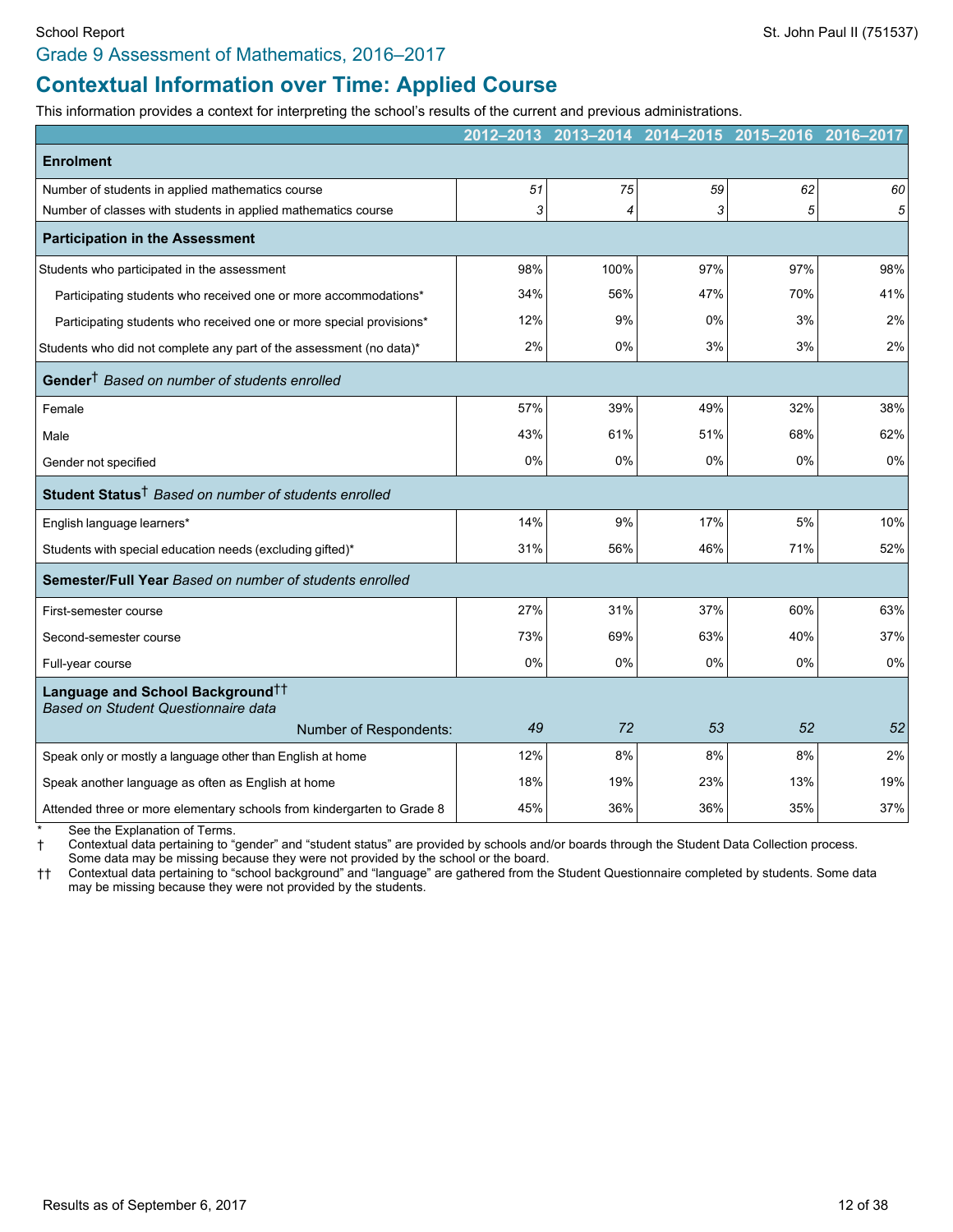## Grade 9 Assessment of Mathematics, 2016–2017

# Contextual Information over Time: Applied Course

This information provides a context for interpreting the school's results of the current and previous administrations.

| | 2012–2013 | 2013–2014 | 2014–2015 | 2015–2016 | 2016–2017 |
|---|---|---|---|---|---|
| **Enrolment** | | | | | |
| Number of students in applied mathematics course | *51* | *75* | *59* | *62* | *60* |
| Number of classes with students in applied mathematics course | *3* | *4* | *3* | *5* | *5* |
| **Participation in the Assessment** | | | | | |
| Students who participated in the assessment | 98% | 100% | 97% | 97% | 98% |
| Participating students who received one or more accommodations* | 34% | 56% | 47% | 70% | 41% |
| Participating students who received one or more special provisions* | 12% | 9% | 0% | 3% | 2% |
| Students who did not complete any part of the assessment (no data)* | 2% | 0% | 3% | 3% | 2% |
| **Gender†** *Based on number of students enrolled* | | | | | |
| Female | 57% | 39% | 49% | 32% | 38% |
| Male | 43% | 61% | 51% | 68% | 62% |
| Gender not specified | 0% | 0% | 0% | 0% | 0% |
| **Student Status†** *Based on number of students enrolled* | | | | | |
| English language learners* | 14% | 9% | 17% | 5% | 10% |
| Students with special education needs (excluding gifted)* | 31% | 56% | 46% | 71% | 52% |
| **Semester/Full Year** *Based on number of students enrolled* | | | | | |
| First-semester course | 27% | 31% | 37% | 60% | 63% |
| Second-semester course | 73% | 69% | 63% | 40% | 37% |
| Full-year course | 0% | 0% | 0% | 0% | 0% |
| **Language and School Background††** *Based on Student Questionnaire data* — Number of Respondents: | *49* | *72* | *53* | *52* | *52* |
| Speak only or mostly a language other than English at home | 12% | 8% | 8% | 8% | 2% |
| Speak another language as often as English at home | 18% | 19% | 23% | 13% | 19% |
| Attended three or more elementary schools from kindergarten to Grade 8 | 45% | 36% | 36% | 35% | 37% |

\* See the Explanation of Terms.

† Contextual data pertaining to "gender" and "student status" are provided by schools and/or boards through the Student Data Collection process. Some data may be missing because they were not provided by the school or the board.

†† Contextual data pertaining to "school background" and "language" are gathered from the Student Questionnaire completed by students. Some data may be missing because they were not provided by the students.

Results as of September 6, 2017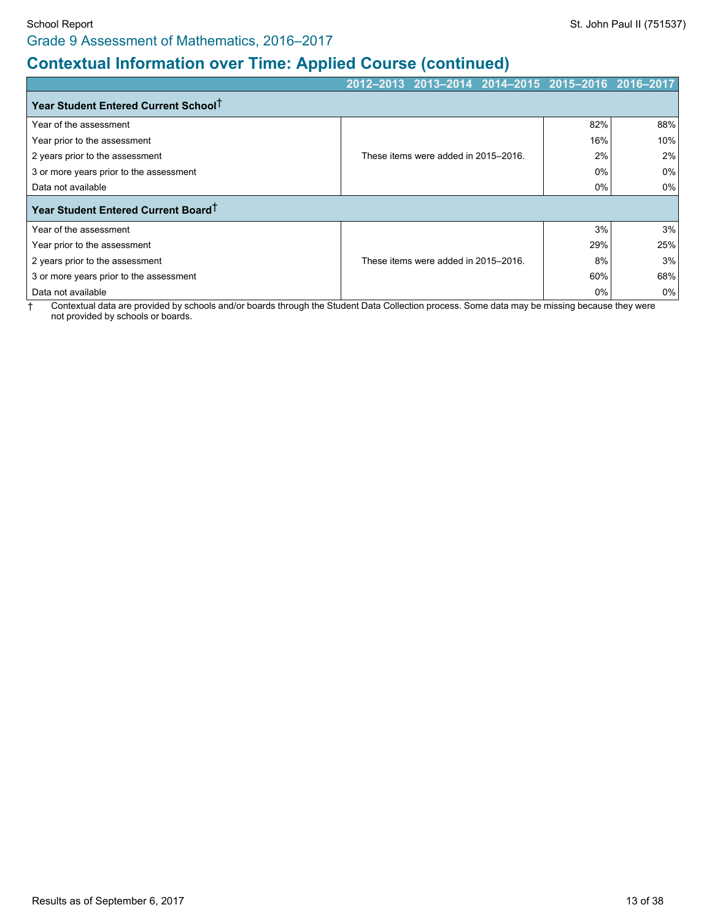## Grade 9 Assessment of Mathematics, 2016–2017

# Contextual Information over Time: Applied Course (continued)

| | 2012–2013 | 2013–2014 | 2014–2015 | 2015–2016 | 2016–2017 |
|---|---|---|---|---|---|
| **Year Student Entered Current School†** | | | | | |
| Year of the assessment | These items were added in 2015–2016. | | | 82% | 88% |
| Year prior to the assessment | | | | 16% | 10% |
| 2 years prior to the assessment | | | | 2% | 2% |
| 3 or more years prior to the assessment | | | | 0% | 0% |
| Data not available | | | | 0% | 0% |
| **Year Student Entered Current Board†** | | | | | |
| Year of the assessment | These items were added in 2015–2016. | | | 3% | 3% |
| Year prior to the assessment | | | | 29% | 25% |
| 2 years prior to the assessment | | | | 8% | 3% |
| 3 or more years prior to the assessment | | | | 60% | 68% |
| Data not available | | | | 0% | 0% |

† Contextual data are provided by schools and/or boards through the Student Data Collection process. Some data may be missing because they were not provided by schools or boards.

Results as of September 6, 2017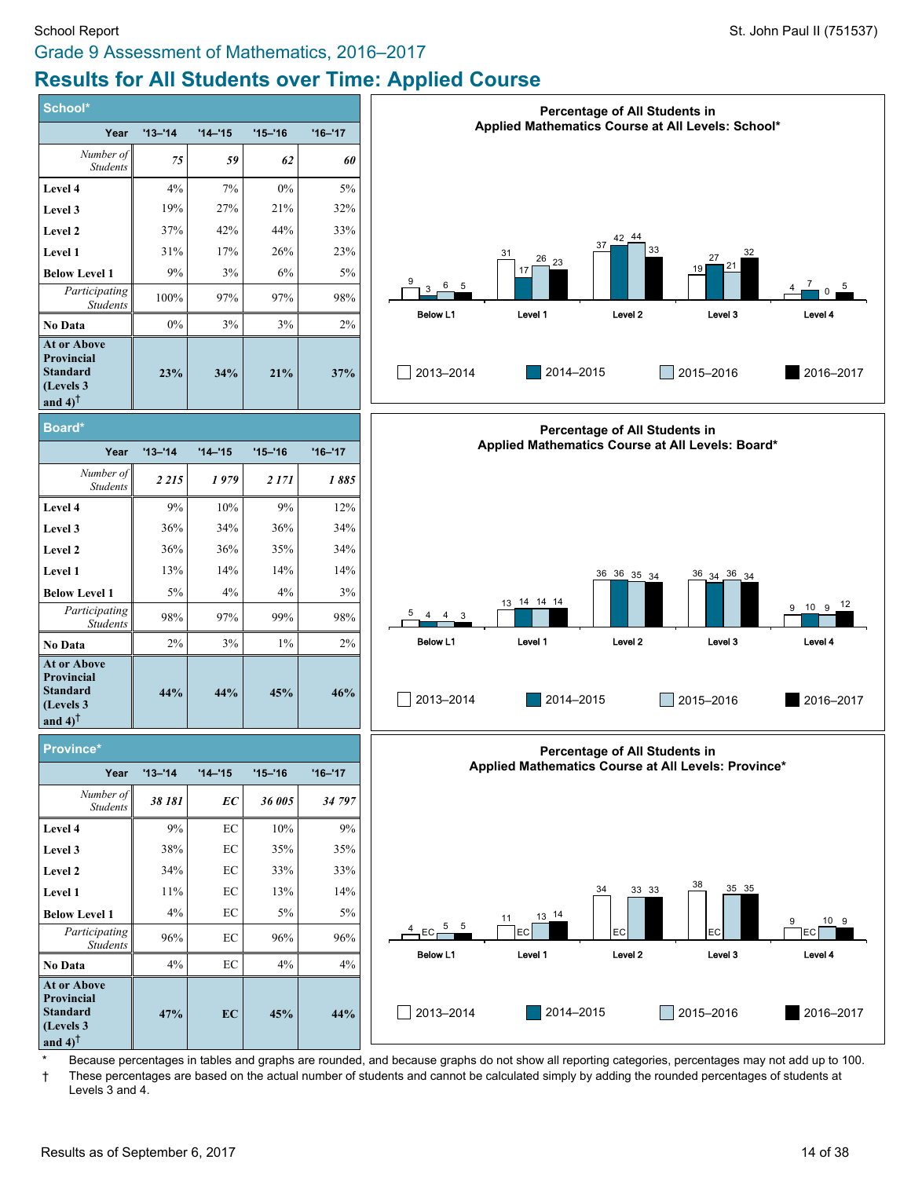School Report — St. John Paul II (751537)

## Grade 9 Assessment of Mathematics, 2016–2017

# Results for All Students over Time: Applied Course

### School*

| Year | '13–'14 | '14–'15 | '15–'16 | '16–'17 |
|---|---|---|---|---|
| *Number of Students* | ***75*** | ***59*** | ***62*** | ***60*** |
| **Level 4** | 4% | 7% | 0% | 5% |
| **Level 3** | 19% | 27% | 21% | 32% |
| **Level 2** | 37% | 42% | 44% | 33% |
| **Level 1** | 31% | 17% | 26% | 23% |
| **Below Level 1** | 9% | 3% | 6% | 5% |
| *Participating Students* | 100% | 97% | 97% | 98% |
| **No Data** | 0% | 3% | 3% | 2% |
| **At or Above Provincial Standard (Levels 3 and 4)†** | **23%** | **34%** | **21%** | **37%** |

**Percentage of All Students in Applied Mathematics Course at All Levels: School***

| | Below L1 | Level 1 | Level 2 | Level 3 | Level 4 |
|---|---|---|---|---|---|
| 2013–2014 | 9 | 31 | 37 | 19 | 4 |
| 2014–2015 | 3 | 17 | 42 | 27 | 7 |
| 2015–2016 | 6 | 26 | 44 | 21 | 0 |
| 2016–2017 | 5 | 23 | 33 | 32 | 5 |

### Board*

| Year | '13–'14 | '14–'15 | '15–'16 | '16–'17 |
|---|---|---|---|---|
| *Number of Students* | ***2 215*** | ***1 979*** | ***2 171*** | ***1 885*** |
| **Level 4** | 9% | 10% | 9% | 12% |
| **Level 3** | 36% | 34% | 36% | 34% |
| **Level 2** | 36% | 36% | 35% | 34% |
| **Level 1** | 13% | 14% | 14% | 14% |
| **Below Level 1** | 5% | 4% | 4% | 3% |
| *Participating Students* | 98% | 97% | 99% | 98% |
| **No Data** | 2% | 3% | 1% | 2% |
| **At or Above Provincial Standard (Levels 3 and 4)†** | **44%** | **44%** | **45%** | **46%** |

**Percentage of All Students in Applied Mathematics Course at All Levels: Board***

| | Below L1 | Level 1 | Level 2 | Level 3 | Level 4 |
|---|---|---|---|---|---|
| 2013–2014 | 5 | 13 | 36 | 36 | 9 |
| 2014–2015 | 4 | 14 | 36 | 34 | 10 |
| 2015–2016 | 4 | 14 | 35 | 36 | 9 |
| 2016–2017 | 3 | 14 | 34 | 34 | 12 |

### Province*

| Year | '13–'14 | '14–'15 | '15–'16 | '16–'17 |
|---|---|---|---|---|
| *Number of Students* | ***38 181*** | ***EC*** | ***36 005*** | ***34 797*** |
| **Level 4** | 9% | EC | 10% | 9% |
| **Level 3** | 38% | EC | 35% | 35% |
| **Level 2** | 34% | EC | 33% | 33% |
| **Level 1** | 11% | EC | 13% | 14% |
| **Below Level 1** | 4% | EC | 5% | 5% |
| *Participating Students* | 96% | EC | 96% | 96% |
| **No Data** | 4% | EC | 4% | 4% |
| **At or Above Provincial Standard (Levels 3 and 4)†** | **47%** | **EC** | **45%** | **44%** |

**Percentage of All Students in Applied Mathematics Course at All Levels: Province***

| | Below L1 | Level 1 | Level 2 | Level 3 | Level 4 |
|---|---|---|---|---|---|
| 2013–2014 | 4 | 11 | 34 | 38 | 9 |
| 2014–2015 | EC | EC | EC | EC | EC |
| 2015–2016 | 5 | 13 | 33 | 35 | 10 |
| 2016–2017 | 5 | 14 | 33 | 35 | 9 |

\* Because percentages in tables and graphs are rounded, and because graphs do not show all reporting categories, percentages may not add up to 100.

† These percentages are based on the actual number of students and cannot be calculated simply by adding the rounded percentages of students at Levels 3 and 4.

Results as of September 6, 2017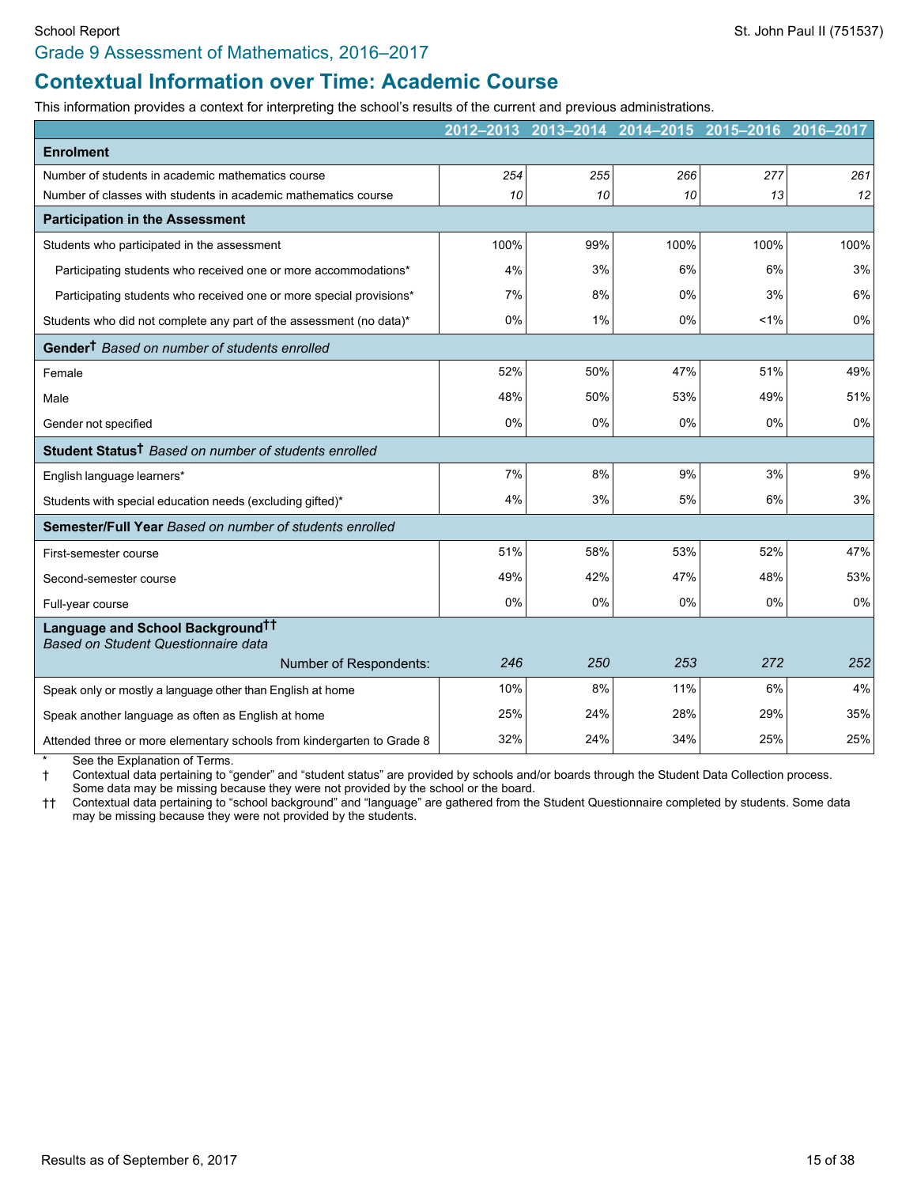School Report

St. John Paul II (751537)

## Grade 9 Assessment of Mathematics, 2016–2017

# Contextual Information over Time: Academic Course

This information provides a context for interpreting the school's results of the current and previous administrations.

| | 2012–2013 | 2013–2014 | 2014–2015 | 2015–2016 | 2016–2017 |
|---|---|---|---|---|---|
| **Enrolment** | | | | | |
| Number of students in academic mathematics course | *254* | *255* | *266* | *277* | *261* |
| Number of classes with students in academic mathematics course | *10* | *10* | *10* | *13* | *12* |
| **Participation in the Assessment** | | | | | |
| Students who participated in the assessment | 100% | 99% | 100% | 100% | 100% |
| Participating students who received one or more accommodations* | 4% | 3% | 6% | 6% | 3% |
| Participating students who received one or more special provisions* | 7% | 8% | 0% | 3% | 6% |
| Students who did not complete any part of the assessment (no data)* | 0% | 1% | 0% | <1% | 0% |
| **Gender†** *Based on number of students enrolled* | | | | | |
| Female | 52% | 50% | 47% | 51% | 49% |
| Male | 48% | 50% | 53% | 49% | 51% |
| Gender not specified | 0% | 0% | 0% | 0% | 0% |
| **Student Status†** *Based on number of students enrolled* | | | | | |
| English language learners* | 7% | 8% | 9% | 3% | 9% |
| Students with special education needs (excluding gifted)* | 4% | 3% | 5% | 6% | 3% |
| **Semester/Full Year** *Based on number of students enrolled* | | | | | |
| First-semester course | 51% | 58% | 53% | 52% | 47% |
| Second-semester course | 49% | 42% | 47% | 48% | 53% |
| Full-year course | 0% | 0% | 0% | 0% | 0% |
| **Language and School Background††** *Based on Student Questionnaire data* | | | | | |
| Number of Respondents: | *246* | *250* | *253* | *272* | *252* |
| Speak only or mostly a language other than English at home | 10% | 8% | 11% | 6% | 4% |
| Speak another language as often as English at home | 25% | 24% | 28% | 29% | 35% |
| Attended three or more elementary schools from kindergarten to Grade 8 | 32% | 24% | 34% | 25% | 25% |

\* See the Explanation of Terms.

† Contextual data pertaining to "gender" and "student status" are provided by schools and/or boards through the Student Data Collection process. Some data may be missing because they were not provided by the school or the board.

†† Contextual data pertaining to "school background" and "language" are gathered from the Student Questionnaire completed by students. Some data may be missing because they were not provided by the students.

Results as of September 6, 2017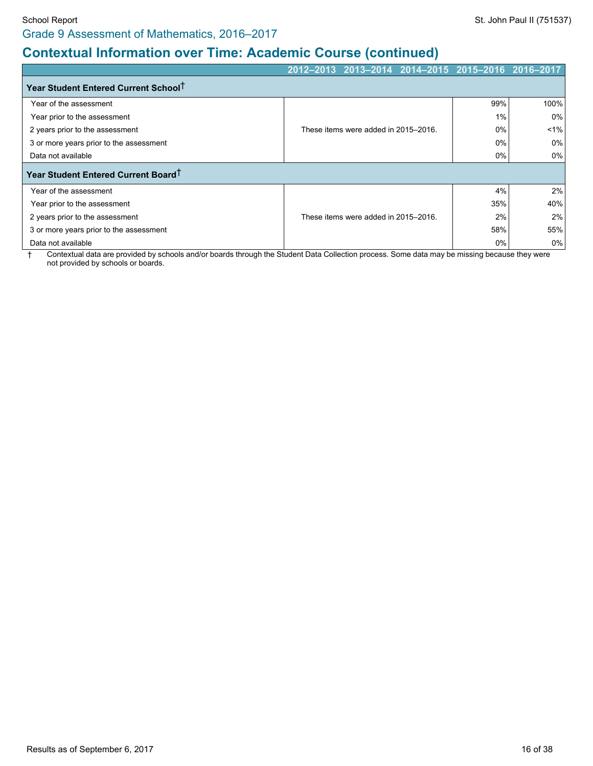Grade 9 Assessment of Mathematics, 2016–2017

# Contextual Information over Time: Academic Course (continued)

| | 2012–2013 | 2013–2014 | 2014–2015 | 2015–2016 | 2016–2017 |
|---|---|---|---|---|---|
| **Year Student Entered Current School†** | | | | | |
| Year of the assessment | These items were added in 2015–2016. | | | 99% | 100% |
| Year prior to the assessment | | | | 1% | 0% |
| 2 years prior to the assessment | | | | 0% | <1% |
| 3 or more years prior to the assessment | | | | 0% | 0% |
| Data not available | | | | 0% | 0% |
| **Year Student Entered Current Board†** | | | | | |
| Year of the assessment | These items were added in 2015–2016. | | | 4% | 2% |
| Year prior to the assessment | | | | 35% | 40% |
| 2 years prior to the assessment | | | | 2% | 2% |
| 3 or more years prior to the assessment | | | | 58% | 55% |
| Data not available | | | | 0% | 0% |

† Contextual data are provided by schools and/or boards through the Student Data Collection process. Some data may be missing because they were not provided by schools or boards.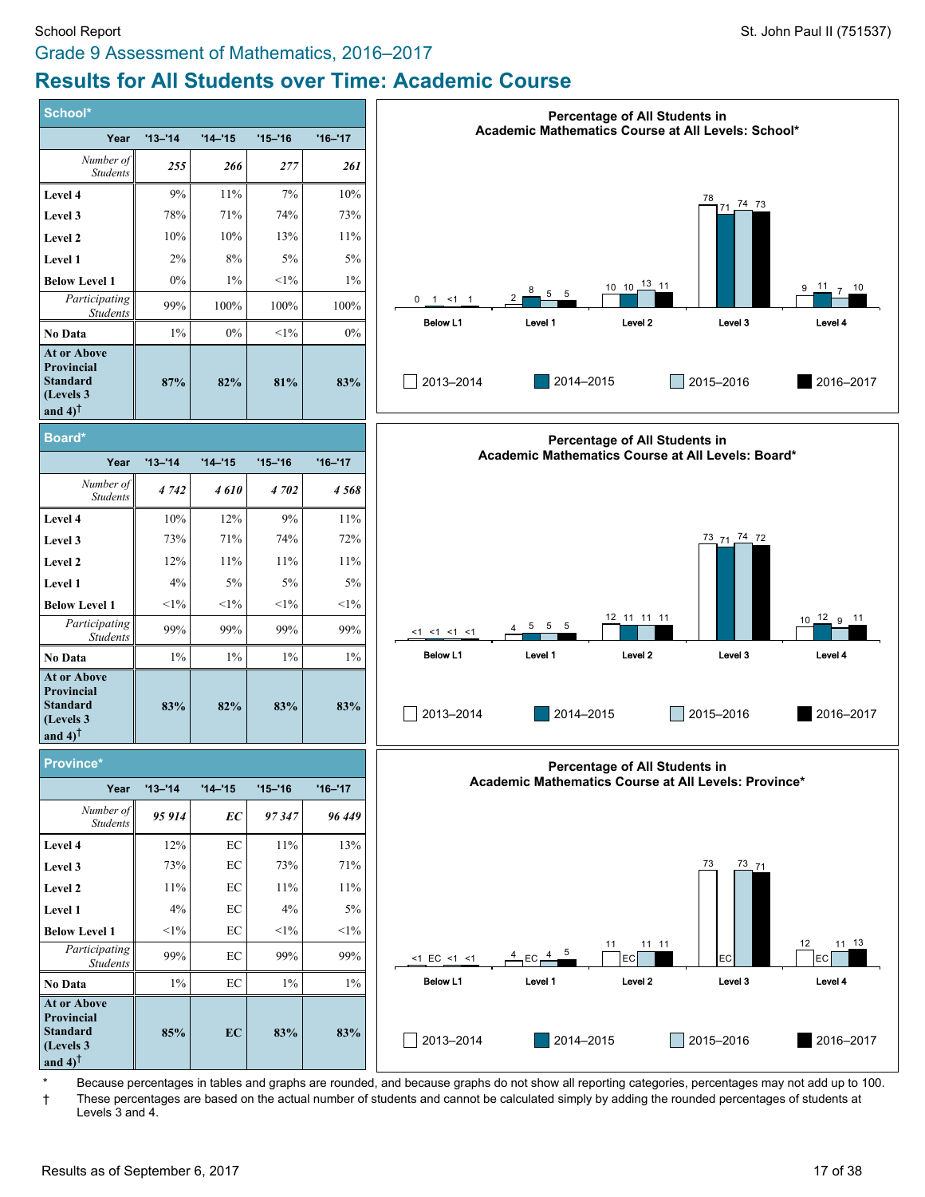School Report

St. John Paul II (751537)

## Grade 9 Assessment of Mathematics, 2016–2017

# Results for All Students over Time: Academic Course

## School*

| Year | '13–'14 | '14–'15 | '15–'16 | '16–'17 |
|---|---|---|---|---|
| *Number of Students* | ***255*** | ***266*** | ***277*** | ***261*** |
| **Level 4** | 9% | 11% | 7% | 10% |
| **Level 3** | 78% | 71% | 74% | 73% |
| **Level 2** | 10% | 10% | 13% | 11% |
| **Level 1** | 2% | 8% | 5% | 5% |
| **Below Level 1** | 0% | 1% | <1% | 1% |
| *Participating Students* | 99% | 100% | 100% | 100% |
| **No Data** | 1% | 0% | <1% | 0% |
| **At or Above Provincial Standard (Levels 3 and 4)†** | **87%** | **82%** | **81%** | **83%** |

### Percentage of All Students in Academic Mathematics Course at All Levels: School*

| | Below L1 | Level 1 | Level 2 | Level 3 | Level 4 |
|---|---|---|---|---|---|
| 2013–2014 | 0 | 2 | 10 | 78 | 9 |
| 2014–2015 | 1 | 8 | 10 | 71 | 11 |
| 2015–2016 | <1 | 5 | 13 | 74 | 7 |
| 2016–2017 | 1 | 5 | 11 | 73 | 10 |

## Board*

| Year | '13–'14 | '14–'15 | '15–'16 | '16–'17 |
|---|---|---|---|---|
| *Number of Students* | ***4 742*** | ***4 610*** | ***4 702*** | ***4 568*** |
| **Level 4** | 10% | 12% | 9% | 11% |
| **Level 3** | 73% | 71% | 74% | 72% |
| **Level 2** | 12% | 11% | 11% | 11% |
| **Level 1** | 4% | 5% | 5% | 5% |
| **Below Level 1** | <1% | <1% | <1% | <1% |
| *Participating Students* | 99% | 99% | 99% | 99% |
| **No Data** | 1% | 1% | 1% | 1% |
| **At or Above Provincial Standard (Levels 3 and 4)†** | **83%** | **82%** | **83%** | **83%** |

### Percentage of All Students in Academic Mathematics Course at All Levels: Board*

| | Below L1 | Level 1 | Level 2 | Level 3 | Level 4 |
|---|---|---|---|---|---|
| 2013–2014 | <1 | 4 | 12 | 73 | 10 |
| 2014–2015 | <1 | 5 | 11 | 71 | 12 |
| 2015–2016 | <1 | 5 | 11 | 74 | 9 |
| 2016–2017 | <1 | 5 | 11 | 72 | 11 |

## Province*

| Year | '13–'14 | '14–'15 | '15–'16 | '16–'17 |
|---|---|---|---|---|
| *Number of Students* | ***95 914*** | ***EC*** | ***97 347*** | ***96 449*** |
| **Level 4** | 12% | EC | 11% | 13% |
| **Level 3** | 73% | EC | 73% | 71% |
| **Level 2** | 11% | EC | 11% | 11% |
| **Level 1** | 4% | EC | 4% | 5% |
| **Below Level 1** | <1% | EC | <1% | <1% |
| *Participating Students* | 99% | EC | 99% | 99% |
| **No Data** | 1% | EC | 1% | 1% |
| **At or Above Provincial Standard (Levels 3 and 4)†** | **85%** | **EC** | **83%** | **83%** |

### Percentage of All Students in Academic Mathematics Course at All Levels: Province*

| | Below L1 | Level 1 | Level 2 | Level 3 | Level 4 |
|---|---|---|---|---|---|
| 2013–2014 | <1 | 4 | 11 | 73 | 12 |
| 2014–2015 | EC | EC | EC | EC | EC |
| 2015–2016 | <1 | 4 | 11 | 73 | 11 |
| 2016–2017 | <1 | 5 | 11 | 71 | 13 |

\* Because percentages in tables and graphs are rounded, and because graphs do not show all reporting categories, percentages may not add up to 100.

† These percentages are based on the actual number of students and cannot be calculated simply by adding the rounded percentages of students at Levels 3 and 4.

Results as of September 6, 2017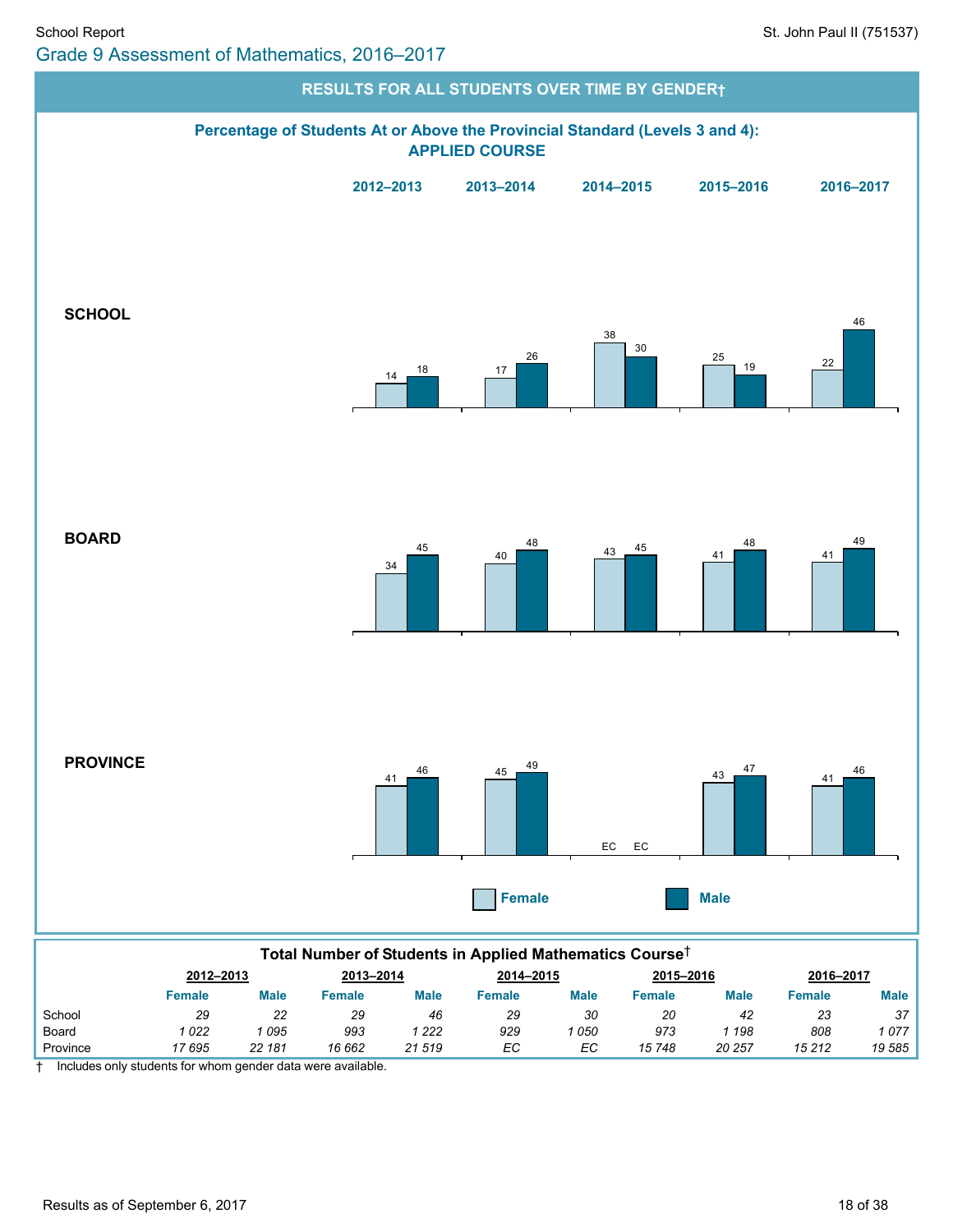# Grade 9 Assessment of Mathematics, 2016–2017

School Report — St. John Paul II (751537)

## RESULTS FOR ALL STUDENTS OVER TIME BY GENDER†

### Percentage of Students At or Above the Provincial Standard (Levels 3 and 4): APPLIED COURSE

| | | 2012–2013 | 2013–2014 | 2014–2015 | 2015–2016 | 2016–2017 |
|---|---|---|---|---|---|---|
| SCHOOL | Female | 14 | 17 | 38 | 25 | 22 |
| | Male | 18 | 26 | 30 | 19 | 46 |
| BOARD | Female | 34 | 40 | 43 | 41 | 41 |
| | Male | 45 | 48 | 45 | 48 | 49 |
| PROVINCE | Female | 41 | 45 | EC | 43 | 41 |
| | Male | 46 | 49 | EC | 47 | 46 |

### Total Number of Students in Applied Mathematics Course†

| | 2012–2013 | | 2013–2014 | | 2014–2015 | | 2015–2016 | | 2016–2017 | |
|---|---|---|---|---|---|---|---|---|---|---|
| | Female | Male | Female | Male | Female | Male | Female | Male | Female | Male |
| School | 29 | 22 | 29 | 46 | 29 | 30 | 20 | 42 | 23 | 37 |
| Board | 1 022 | 1 095 | 993 | 1 222 | 929 | 1 050 | 973 | 1 198 | 808 | 1 077 |
| Province | 17 695 | 22 181 | 16 662 | 21 519 | EC | EC | 15 748 | 20 257 | 15 212 | 19 585 |

† Includes only students for whom gender data were available.

Results as of September 6, 2017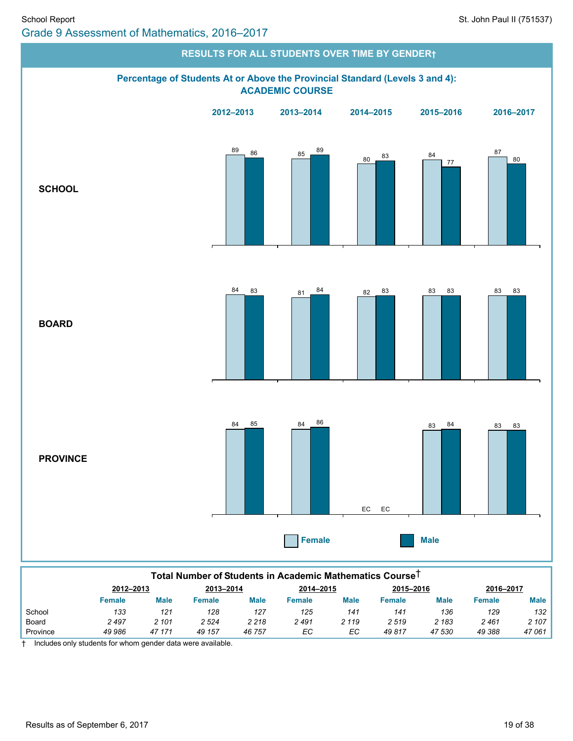# Grade 9 Assessment of Mathematics, 2016–2017

School Report — St. John Paul II (751537)

## RESULTS FOR ALL STUDENTS OVER TIME BY GENDER†

### Percentage of Students At or Above the Provincial Standard (Levels 3 and 4): ACADEMIC COURSE

| | 2012–2013 | | 2013–2014 | | 2014–2015 | | 2015–2016 | | 2016–2017 | |
|---|---|---|---|---|---|---|---|---|---|---|
| | Female | Male | Female | Male | Female | Male | Female | Male | Female | Male |
| **SCHOOL** | 89 | 86 | 85 | 89 | 80 | 83 | 84 | 77 | 87 | 80 |
| **BOARD** | 84 | 83 | 81 | 84 | 82 | 83 | 83 | 83 | 83 | 83 |
| **PROVINCE** | 84 | 85 | 84 | 86 | EC | EC | 83 | 84 | 83 | 83 |

### Total Number of Students in Academic Mathematics Course†

| | 2012–2013 | | 2013–2014 | | 2014–2015 | | 2015–2016 | | 2016–2017 | |
|---|---|---|---|---|---|---|---|---|---|---|
| | Female | Male | Female | Male | Female | Male | Female | Male | Female | Male |
| School | *133* | *121* | *128* | *127* | *125* | *141* | *141* | *136* | *129* | *132* |
| Board | *2 497* | *2 101* | *2 524* | *2 218* | *2 491* | *2 119* | *2 519* | *2 183* | *2 461* | *2 107* |
| Province | *49 986* | *47 171* | *49 157* | *46 757* | *EC* | *EC* | *49 817* | *47 530* | *49 388* | *47 061* |

† Includes only students for whom gender data were available.

Results as of September 6, 2017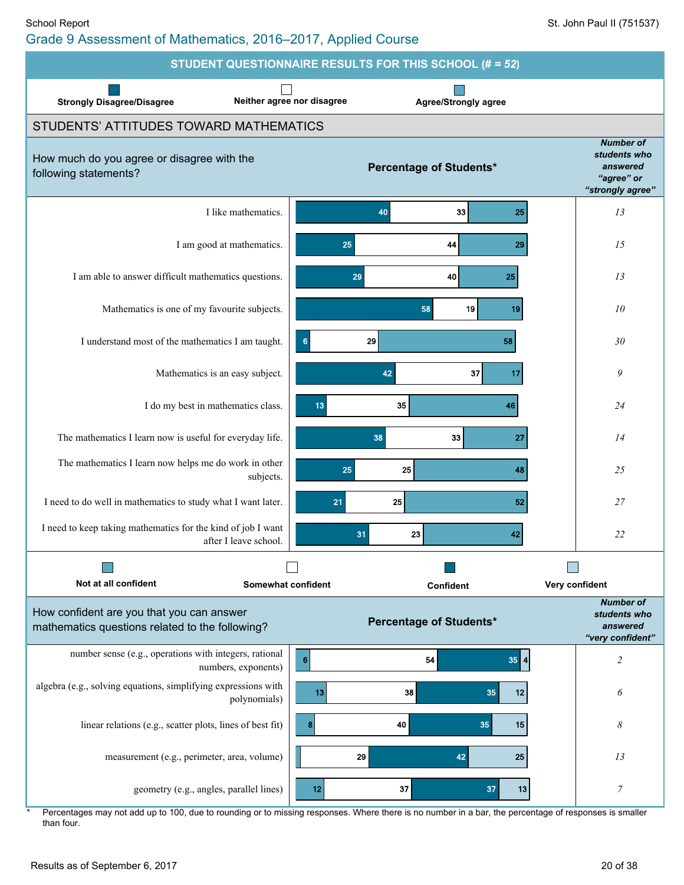## Grade 9 Assessment of Mathematics, 2016–2017, Applied Course

### STUDENT QUESTIONNAIRE RESULTS FOR THIS SCHOOL (# = *52*)

### STUDENTS' ATTITUDES TOWARD MATHEMATICS

How much do you agree or disagree with the following statements?

**Percentage of Students***

| Statement | Strongly Disagree/Disagree | Neither agree nor disagree | Agree/Strongly agree | Number of students who answered "agree" or "strongly agree" |
|---|---|---|---|---|
| I like mathematics. | 40 | 33 | 25 | *13* |
| I am good at mathematics. | 25 | 44 | 29 | *15* |
| I am able to answer difficult mathematics questions. | 29 | 40 | 25 | *13* |
| Mathematics is one of my favourite subjects. | 58 | 19 | 19 | *10* |
| I understand most of the mathematics I am taught. | 6 | 29 | 58 | *30* |
| Mathematics is an easy subject. | 42 | 37 | 17 | *9* |
| I do my best in mathematics class. | 13 | 35 | 46 | *24* |
| The mathematics I learn now is useful for everyday life. | 38 | 33 | 27 | *14* |
| The mathematics I learn now helps me do work in other subjects. | 25 | 25 | 48 | *25* |
| I need to do well in mathematics to study what I want later. | 21 | 25 | 52 | *27* |
| I need to keep taking mathematics for the kind of job I want after I leave school. | 31 | 23 | 42 | *22* |

How confident are you that you can answer mathematics questions related to the following?

**Percentage of Students***

| Topic | Not at all confident | Somewhat confident | Confident | Very confident | Number of students who answered "very confident" |
|---|---|---|---|---|---|
| number sense (e.g., operations with integers, rational numbers, exponents) | 6 | 54 | 35 | 4 | *2* |
| algebra (e.g., solving equations, simplifying expressions with polynomials) | 13 | 38 | 35 | 12 | *6* |
| linear relations (e.g., scatter plots, lines of best fit) | 8 | 40 | 35 | 15 | *8* |
| measurement (e.g., perimeter, area, volume) | | 29 | 42 | 25 | *13* |
| geometry (e.g., angles, parallel lines) | 12 | 37 | 37 | 13 | *7* |

\* Percentages may not add up to 100, due to rounding or to missing responses. Where there is no number in a bar, the percentage of responses is smaller than four.

Results as of September 6, 2017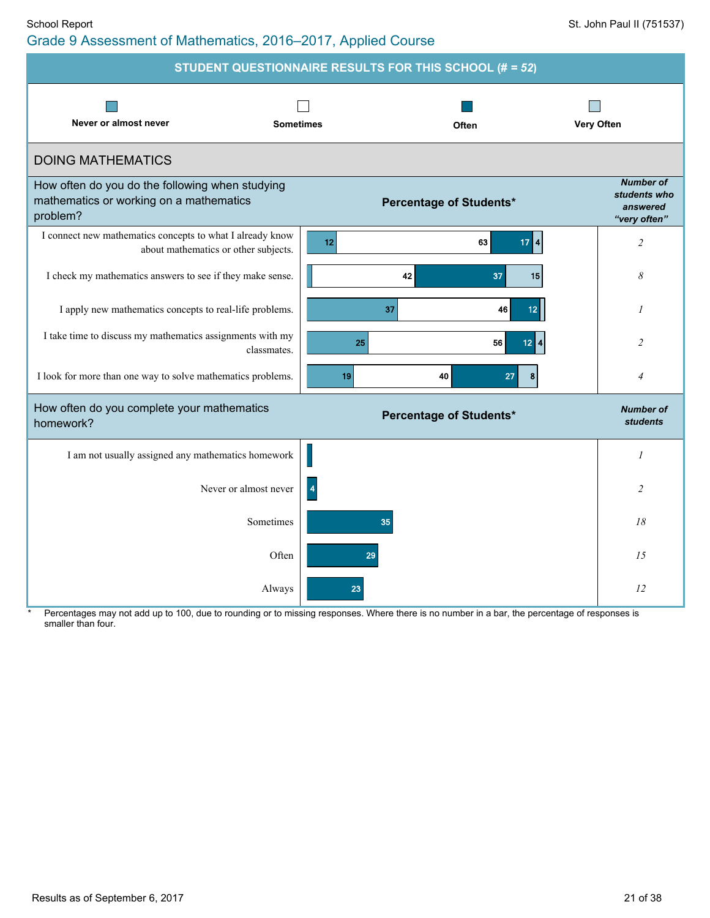School Report

## Grade 9 Assessment of Mathematics, 2016–2017, Applied Course

St. John Paul II (751537)

### STUDENT QUESTIONNAIRE RESULTS FOR THIS SCHOOL (# = *52*)

Legend: Never or almost never | Sometimes | Often | Very Often

### DOING MATHEMATICS

| How often do you do the following when studying mathematics or working on a mathematics problem? | Never or almost never | Sometimes | Often | Very Often | Number of students who answered "very often" |
|---|---|---|---|---|---|
| I connect new mathematics concepts to what I already know about mathematics or other subjects. | 12 | 63 | 17 | 4 | *2* |
| I check my mathematics answers to see if they make sense. | | 42 | 37 | 15 | *8* |
| I apply new mathematics concepts to real-life problems. | 37 | 46 | 12 | | *1* |
| I take time to discuss my mathematics assignments with my classmates. | 25 | 56 | 12 | 4 | *2* |
| I look for more than one way to solve mathematics problems. | 19 | 40 | 27 | 8 | *4* |

| How often do you complete your mathematics homework? | Percentage of Students* | Number of students |
|---|---|---|
| I am not usually assigned any mathematics homework | | *1* |
| Never or almost never | 4 | *2* |
| Sometimes | 35 | *18* |
| Often | 29 | *15* |
| Always | 23 | *12* |

\* Percentages may not add up to 100, due to rounding or to missing responses. Where there is no number in a bar, the percentage of responses is smaller than four.

Results as of September 6, 2017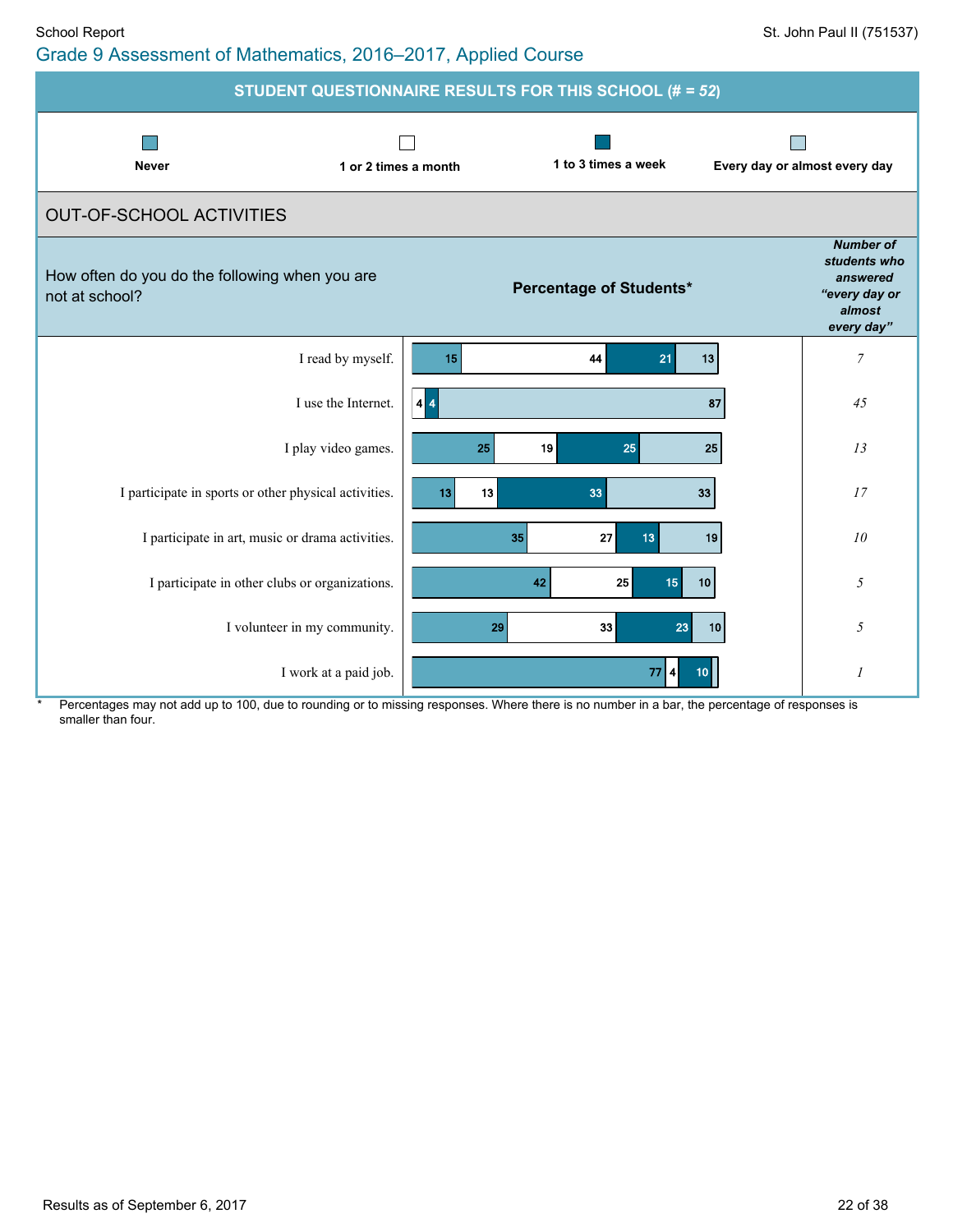School Report

St. John Paul II (751537)

## Grade 9 Assessment of Mathematics, 2016–2017, Applied Course

**STUDENT QUESTIONNAIRE RESULTS FOR THIS SCHOOL (# = *52*)**

Legend: **Never** | **1 or 2 times a month** | **1 to 3 times a week** | **Every day or almost every day**

### OUT-OF-SCHOOL ACTIVITIES

How often do you do the following when you are not at school?

**Percentage of Students***

| Activity | Never | 1 or 2 times a month | 1 to 3 times a week | Every day or almost every day | *Number of students who answered "every day or almost every day"* |
|---|---|---|---|---|---|
| I read by myself. | 15 | 44 | 21 | 13 | *7* |
| I use the Internet. | 4 | 4 | | 87 | *45* |
| I play video games. | 25 | 19 | 25 | 25 | *13* |
| I participate in sports or other physical activities. | 13 | 13 | 33 | 33 | *17* |
| I participate in art, music or drama activities. | 35 | 27 | 13 | 19 | *10* |
| I participate in other clubs or organizations. | 42 | 25 | 15 | 10 | *5* |
| I volunteer in my community. | 29 | 33 | 23 | 10 | *5* |
| I work at a paid job. | 77 | 4 | 10 | | *1* |

\* Percentages may not add up to 100, due to rounding or to missing responses. Where there is no number in a bar, the percentage of responses is smaller than four.

Results as of September 6, 2017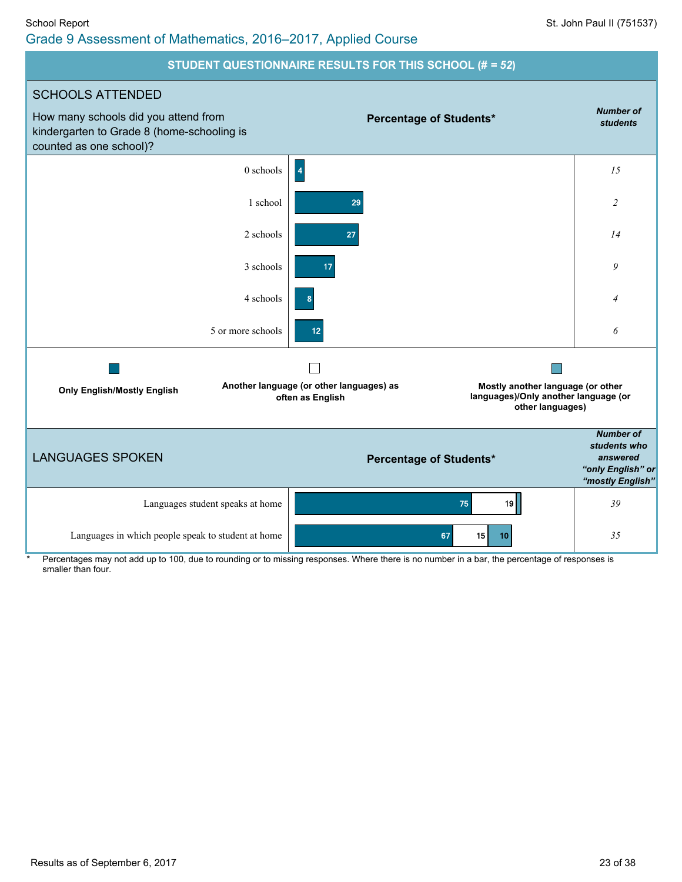Grade 9 Assessment of Mathematics, 2016–2017, Applied Course

## STUDENT QUESTIONNAIRE RESULTS FOR THIS SCHOOL (# = 52)

### SCHOOLS ATTENDED

How many schools did you attend from kindergarten to Grade 8 (home-schooling is counted as one school)?

| Response | Percentage of Students* | Number of students |
|---|---|---|
| 0 schools | 4 | 15 |
| 1 school | 29 | 2 |
| 2 schools | 27 | 14 |
| 3 schools | 17 | 9 |
| 4 schools | 8 | 4 |
| 5 or more schools | 12 | 6 |

### LANGUAGES SPOKEN

Legend: **Only English/Mostly English** | **Another language (or other languages) as often as English** | **Mostly another language (or other languages)/Only another language (or other languages)**

| | Only English/Mostly English (%) | Another language (or other languages) as often as English (%) | Mostly another language (or other languages)/Only another language (or other languages) (%) | Number of students who answered "only English" or "mostly English" |
|---|---|---|---|---|
| Languages student speaks at home | 75 | 19 | | 39 |
| Languages in which people speak to student at home | 67 | 15 | 10 | 35 |

\* Percentages may not add up to 100, due to rounding or to missing responses. Where there is no number in a bar, the percentage of responses is smaller than four.

Results as of September 6, 2017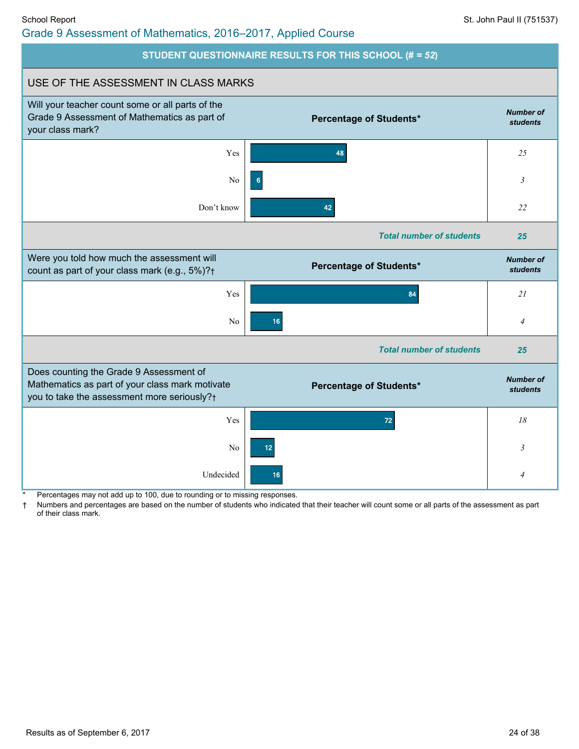## Grade 9 Assessment of Mathematics, 2016–2017, Applied Course

### STUDENT QUESTIONNAIRE RESULTS FOR THIS SCHOOL (# = *52*)

#### USE OF THE ASSESSMENT IN CLASS MARKS

| Will your teacher count some or all parts of the Grade 9 Assessment of Mathematics as part of your class mark? | Percentage of Students* | *Number of students* |
|---|---|---|
| Yes | 48 | *25* |
| No | 6 | *3* |
| Don't know | 42 | *22* |
| | ***Total number of students*** | ***25*** |

| Were you told how much the assessment will count as part of your class mark (e.g., 5%)?† | Percentage of Students* | *Number of students* |
|---|---|---|
| Yes | 84 | *21* |
| No | 16 | *4* |
| | ***Total number of students*** | ***25*** |

| Does counting the Grade 9 Assessment of Mathematics as part of your class mark motivate you to take the assessment more seriously?† | Percentage of Students* | *Number of students* |
|---|---|---|
| Yes | 72 | *18* |
| No | 12 | *3* |
| Undecided | 16 | *4* |

\* Percentages may not add up to 100, due to rounding or to missing responses.

† Numbers and percentages are based on the number of students who indicated that their teacher will count some or all parts of the assessment as part of their class mark.

Results as of September 6, 2017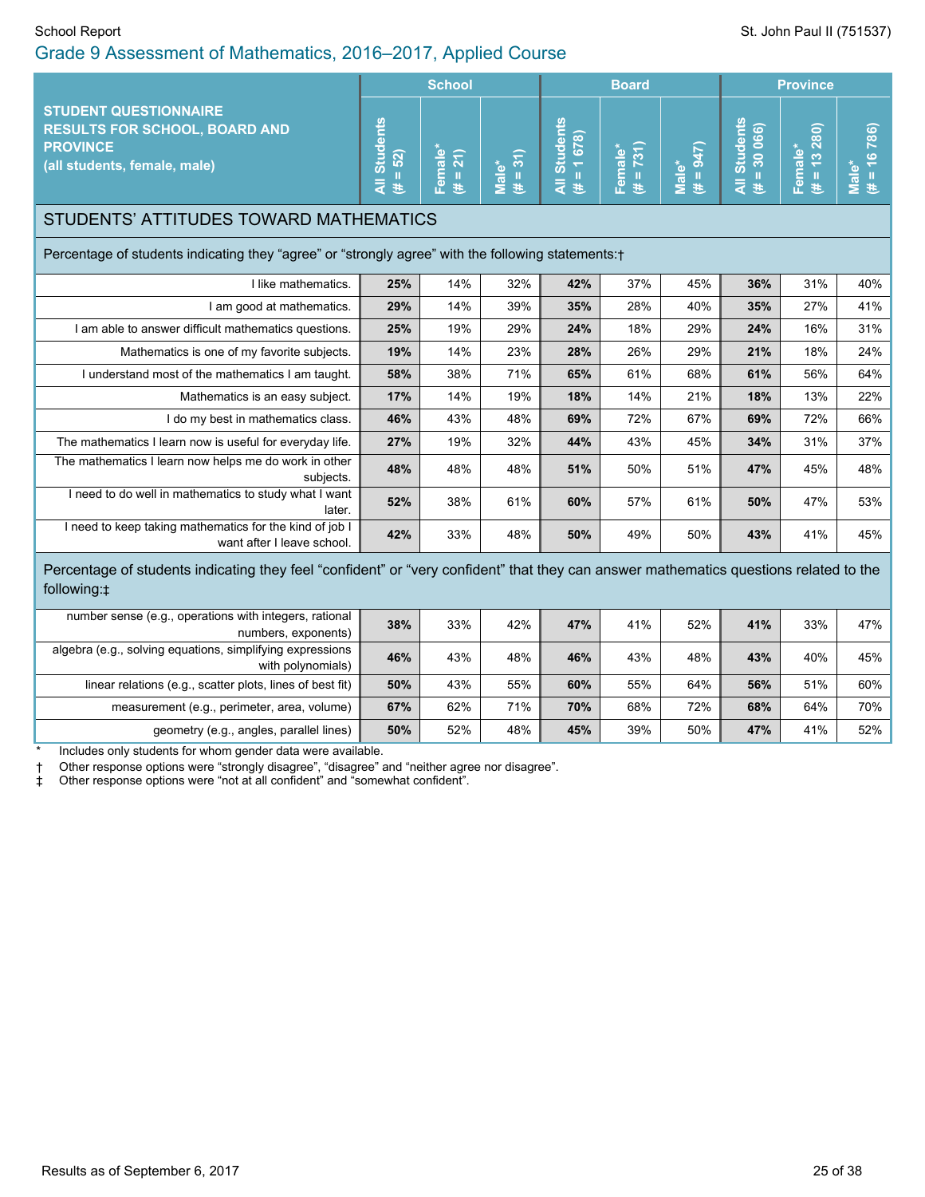School Report

St. John Paul II (751537)

# Grade 9 Assessment of Mathematics, 2016–2017, Applied Course

| STUDENT QUESTIONNAIRE RESULTS FOR SCHOOL, BOARD AND PROVINCE (all students, female, male) | School | | | Board | | | Province | | |
|---|---|---|---|---|---|---|---|---|---|
| | All Students (# = 52) | Female* (# = 21) | Male* (# = 31) | All Students (# = 1 678) | Female* (# = 731) | Male* (# = 947) | All Students (# = 30 066) | Female* (# = 13 280) | Male* (# = 16 786) |
| **STUDENTS' ATTITUDES TOWARD MATHEMATICS** | | | | | | | | | |
| Percentage of students indicating they "agree" or "strongly agree" with the following statements:† | | | | | | | | | |
| I like mathematics. | **25%** | 14% | 32% | **42%** | 37% | 45% | **36%** | 31% | 40% |
| I am good at mathematics. | **29%** | 14% | 39% | **35%** | 28% | 40% | **35%** | 27% | 41% |
| I am able to answer difficult mathematics questions. | **25%** | 19% | 29% | **24%** | 18% | 29% | **24%** | 16% | 31% |
| Mathematics is one of my favorite subjects. | **19%** | 14% | 23% | **28%** | 26% | 29% | **21%** | 18% | 24% |
| I understand most of the mathematics I am taught. | **58%** | 38% | 71% | **65%** | 61% | 68% | **61%** | 56% | 64% |
| Mathematics is an easy subject. | **17%** | 14% | 19% | **18%** | 14% | 21% | **18%** | 13% | 22% |
| I do my best in mathematics class. | **46%** | 43% | 48% | **69%** | 72% | 67% | **69%** | 72% | 66% |
| The mathematics I learn now is useful for everyday life. | **27%** | 19% | 32% | **44%** | 43% | 45% | **34%** | 31% | 37% |
| The mathematics I learn now helps me do work in other subjects. | **48%** | 48% | 48% | **51%** | 50% | 51% | **47%** | 45% | 48% |
| I need to do well in mathematics to study what I want later. | **52%** | 38% | 61% | **60%** | 57% | 61% | **50%** | 47% | 53% |
| I need to keep taking mathematics for the kind of job I want after I leave school. | **42%** | 33% | 48% | **50%** | 49% | 50% | **43%** | 41% | 45% |
| Percentage of students indicating they feel "confident" or "very confident" that they can answer mathematics questions related to the following:‡ | | | | | | | | | |
| number sense (e.g., operations with integers, rational numbers, exponents) | **38%** | 33% | 42% | **47%** | 41% | 52% | **41%** | 33% | 47% |
| algebra (e.g., solving equations, simplifying expressions with polynomials) | **46%** | 43% | 48% | **46%** | 43% | 48% | **43%** | 40% | 45% |
| linear relations (e.g., scatter plots, lines of best fit) | **50%** | 43% | 55% | **60%** | 55% | 64% | **56%** | 51% | 60% |
| measurement (e.g., perimeter, area, volume) | **67%** | 62% | 71% | **70%** | 68% | 72% | **68%** | 64% | 70% |
| geometry (e.g., angles, parallel lines) | **50%** | 52% | 48% | **45%** | 39% | 50% | **47%** | 41% | 52% |

\* Includes only students for whom gender data were available.

† Other response options were "strongly disagree", "disagree" and "neither agree nor disagree".

‡ Other response options were "not at all confident" and "somewhat confident".

Results as of September 6, 2017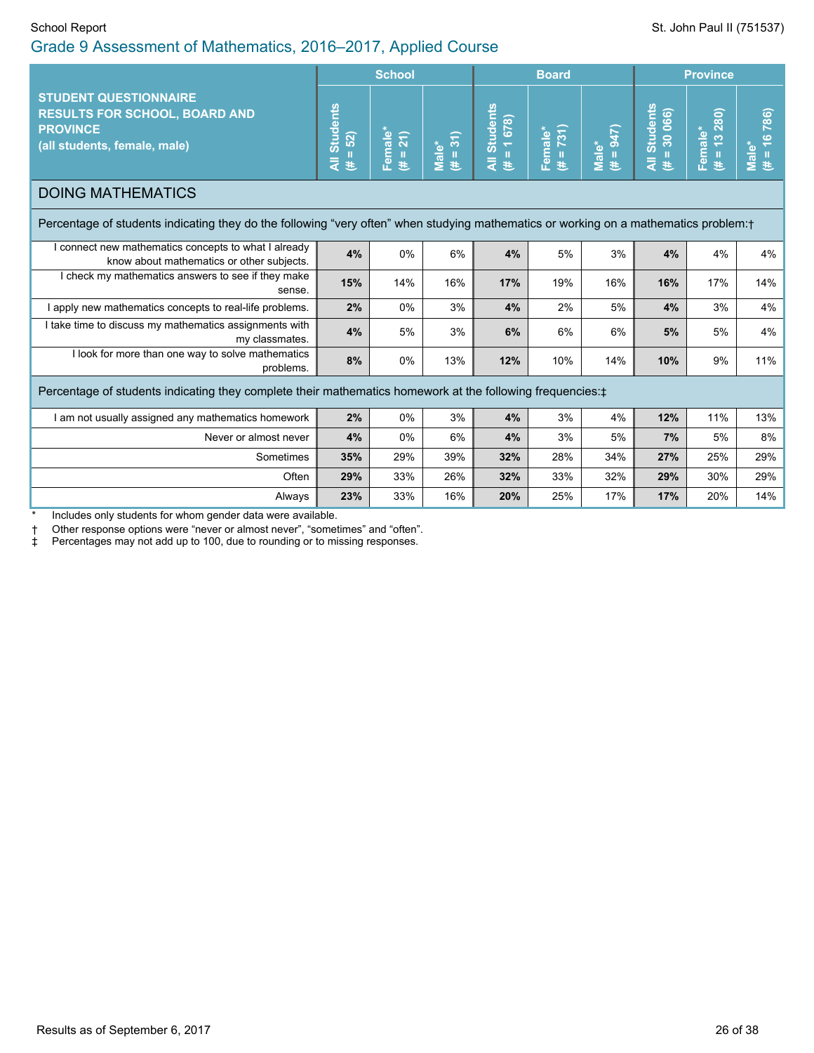School Report

St. John Paul II (751537)

# Grade 9 Assessment of Mathematics, 2016–2017, Applied Course

| STUDENT QUESTIONNAIRE RESULTS FOR SCHOOL, BOARD AND PROVINCE (all students, female, male) | School | | | Board | | | Province | | |
|---|---|---|---|---|---|---|---|---|---|
| | All Students (# = 52) | Female* (# = 21) | Male* (# = 31) | All Students (# = 1 678) | Female* (# = 731) | Male* (# = 947) | All Students (# = 30 066) | Female* (# = 13 280) | Male* (# = 16 786) |
| **DOING MATHEMATICS** | | | | | | | | | |
| Percentage of students indicating they do the following “very often” when studying mathematics or working on a mathematics problem:† | | | | | | | | | |
| I connect new mathematics concepts to what I already know about mathematics or other subjects. | **4%** | 0% | 6% | **4%** | 5% | 3% | **4%** | 4% | 4% |
| I check my mathematics answers to see if they make sense. | **15%** | 14% | 16% | **17%** | 19% | 16% | **16%** | 17% | 14% |
| I apply new mathematics concepts to real-life problems. | **2%** | 0% | 3% | **4%** | 2% | 5% | **4%** | 3% | 4% |
| I take time to discuss my mathematics assignments with my classmates. | **4%** | 5% | 3% | **6%** | 6% | 6% | **5%** | 5% | 4% |
| I look for more than one way to solve mathematics problems. | **8%** | 0% | 13% | **12%** | 10% | 14% | **10%** | 9% | 11% |
| Percentage of students indicating they complete their mathematics homework at the following frequencies:‡ | | | | | | | | | |
| I am not usually assigned any mathematics homework | **2%** | 0% | 3% | **4%** | 3% | 4% | **12%** | 11% | 13% |
| Never or almost never | **4%** | 0% | 6% | **4%** | 3% | 5% | **7%** | 5% | 8% |
| Sometimes | **35%** | 29% | 39% | **32%** | 28% | 34% | **27%** | 25% | 29% |
| Often | **29%** | 33% | 26% | **32%** | 33% | 32% | **29%** | 30% | 29% |
| Always | **23%** | 33% | 16% | **20%** | 25% | 17% | **17%** | 20% | 14% |

\* Includes only students for whom gender data were available.

† Other response options were “never or almost never”, “sometimes” and “often”.

‡ Percentages may not add up to 100, due to rounding or to missing responses.

Results as of September 6, 2017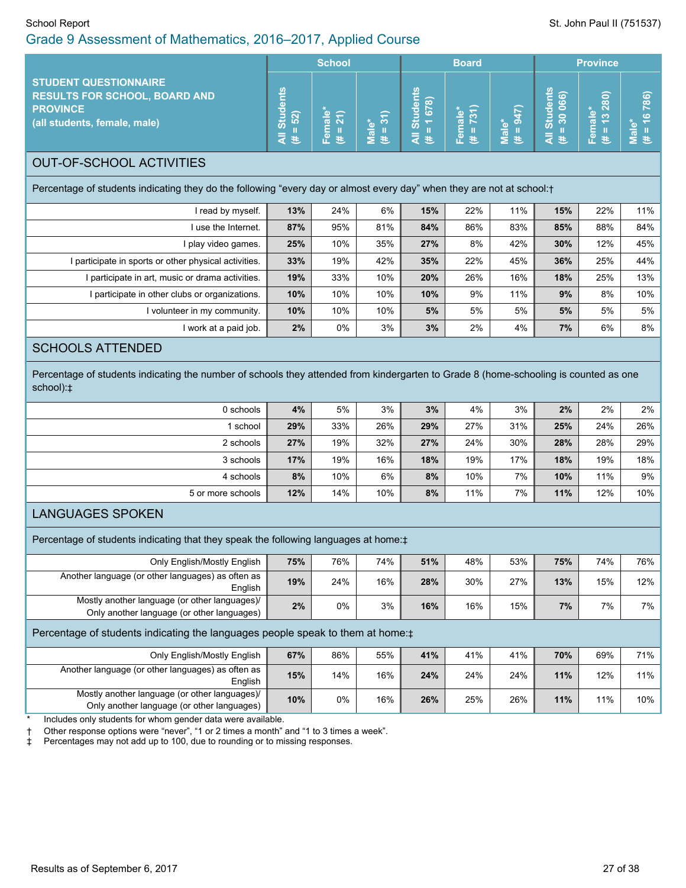School Report

St. John Paul II (751537)

# Grade 9 Assessment of Mathematics, 2016–2017, Applied Course

| STUDENT QUESTIONNAIRE RESULTS FOR SCHOOL, BOARD AND PROVINCE (all students, female, male) | School | | | Board | | | Province | | |
|---|---|---|---|---|---|---|---|---|---|
| | All Students (# = 52) | Female* (# = 21) | Male* (# = 31) | All Students (# = 1 678) | Female* (# = 731) | Male* (# = 947) | All Students (# = 30 066) | Female* (# = 13 280) | Male* (# = 16 786) |
| **OUT-OF-SCHOOL ACTIVITIES** | | | | | | | | | |
| Percentage of students indicating they do the following "every day or almost every day" when they are not at school:† | | | | | | | | | |
| I read by myself. | **13%** | 24% | 6% | **15%** | 22% | 11% | **15%** | 22% | 11% |
| I use the Internet. | **87%** | 95% | 81% | **84%** | 86% | 83% | **85%** | 88% | 84% |
| I play video games. | **25%** | 10% | 35% | **27%** | 8% | 42% | **30%** | 12% | 45% |
| I participate in sports or other physical activities. | **33%** | 19% | 42% | **35%** | 22% | 45% | **36%** | 25% | 44% |
| I participate in art, music or drama activities. | **19%** | 33% | 10% | **20%** | 26% | 16% | **18%** | 25% | 13% |
| I participate in other clubs or organizations. | **10%** | 10% | 10% | **10%** | 9% | 11% | **9%** | 8% | 10% |
| I volunteer in my community. | **10%** | 10% | 10% | **5%** | 5% | 5% | **5%** | 5% | 5% |
| I work at a paid job. | **2%** | 0% | 3% | **3%** | 2% | 4% | **7%** | 6% | 8% |
| **SCHOOLS ATTENDED** | | | | | | | | | |
| Percentage of students indicating the number of schools they attended from kindergarten to Grade 8 (home-schooling is counted as one school):‡ | | | | | | | | | |
| 0 schools | **4%** | 5% | 3% | **3%** | 4% | 3% | **2%** | 2% | 2% |
| 1 school | **29%** | 33% | 26% | **29%** | 27% | 31% | **25%** | 24% | 26% |
| 2 schools | **27%** | 19% | 32% | **27%** | 24% | 30% | **28%** | 28% | 29% |
| 3 schools | **17%** | 19% | 16% | **18%** | 19% | 17% | **18%** | 19% | 18% |
| 4 schools | **8%** | 10% | 6% | **8%** | 10% | 7% | **10%** | 11% | 9% |
| 5 or more schools | **12%** | 14% | 10% | **8%** | 11% | 7% | **11%** | 12% | 10% |
| **LANGUAGES SPOKEN** | | | | | | | | | |
| Percentage of students indicating that they speak the following languages at home:‡ | | | | | | | | | |
| Only English/Mostly English | **75%** | 76% | 74% | **51%** | 48% | 53% | **75%** | 74% | 76% |
| Another language (or other languages) as often as English | **19%** | 24% | 16% | **28%** | 30% | 27% | **13%** | 15% | 12% |
| Mostly another language (or other languages)/ Only another language (or other languages) | **2%** | 0% | 3% | **16%** | 16% | 15% | **7%** | 7% | 7% |
| Percentage of students indicating the languages people speak to them at home:‡ | | | | | | | | | |
| Only English/Mostly English | **67%** | 86% | 55% | **41%** | 41% | 41% | **70%** | 69% | 71% |
| Another language (or other languages) as often as English | **15%** | 14% | 16% | **24%** | 24% | 24% | **11%** | 12% | 11% |
| Mostly another language (or other languages)/ Only another language (or other languages) | **10%** | 0% | 16% | **26%** | 25% | 26% | **11%** | 11% | 10% |

* Includes only students for whom gender data were available.
† Other response options were "never", "1 or 2 times a month" and "1 to 3 times a week".
‡ Percentages may not add up to 100, due to rounding or to missing responses.

Results as of September 6, 2017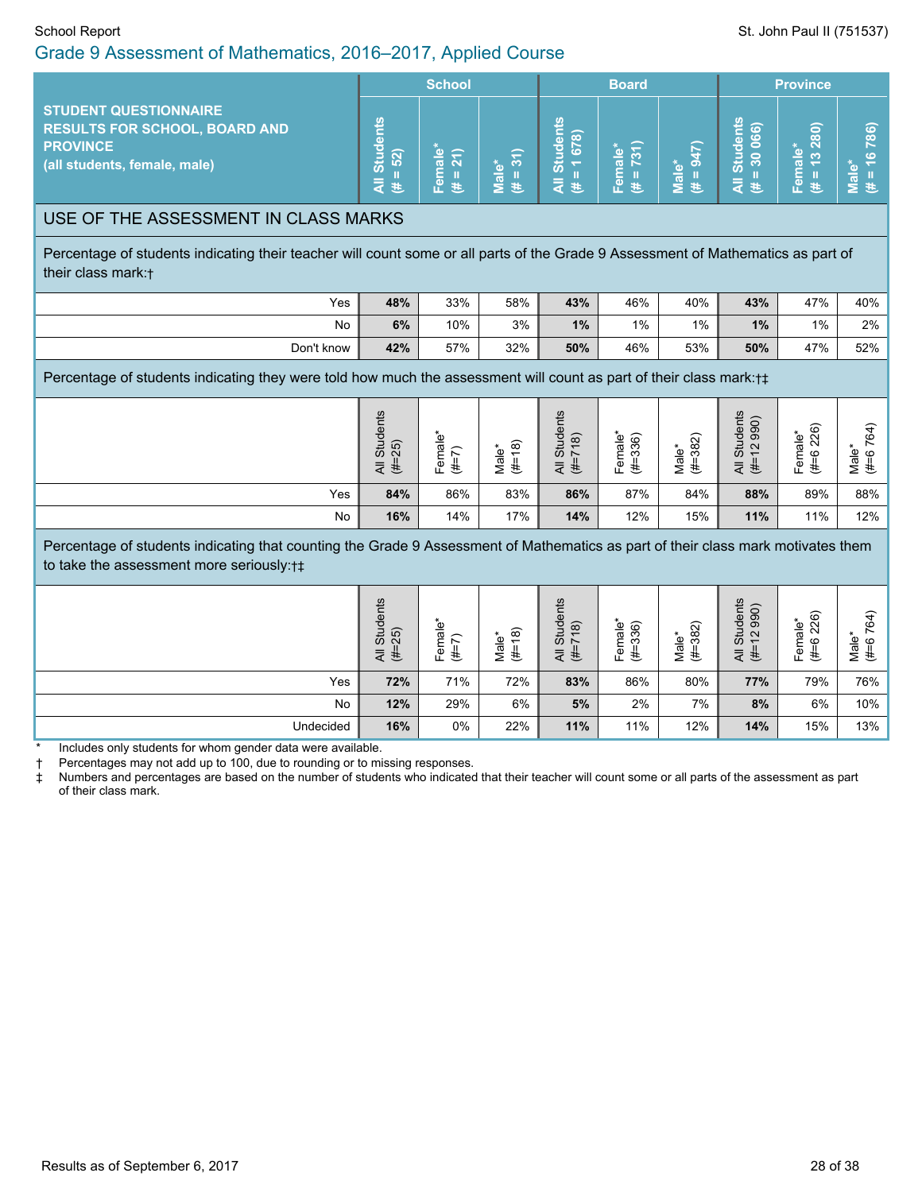School Report

St. John Paul II (751537)

# Grade 9 Assessment of Mathematics, 2016–2017, Applied Course

| STUDENT QUESTIONNAIRE RESULTS FOR SCHOOL, BOARD AND PROVINCE (all students, female, male) | School | | | Board | | | Province | | |
|---|---|---|---|---|---|---|---|---|---|
| | **All Students (# = 52)** | **Female* (# = 21)** | **Male* (# = 31)** | **All Students (# = 1 678)** | **Female* (# = 731)** | **Male* (# = 947)** | **All Students (# = 30 066)** | **Female* (# = 13 280)** | **Male* (# = 16 786)** |

## USE OF THE ASSESSMENT IN CLASS MARKS

Percentage of students indicating their teacher will count some or all parts of the Grade 9 Assessment of Mathematics as part of their class mark:†

| | School All Students | School Female* | School Male* | Board All Students | Board Female* | Board Male* | Province All Students | Province Female* | Province Male* |
|---|---|---|---|---|---|---|---|---|---|
| Yes | **48%** | 33% | 58% | **43%** | 46% | 40% | **43%** | 47% | 40% |
| No | **6%** | 10% | 3% | **1%** | 1% | 1% | **1%** | 1% | 2% |
| Don't know | **42%** | 57% | 32% | **50%** | 46% | 53% | **50%** | 47% | 52% |

Percentage of students indicating they were told how much the assessment will count as part of their class mark:†‡

| | All Students (#=25) | Female* (#=7) | Male* (#=18) | All Students (#=718) | Female* (#=336) | Male* (#=382) | All Students (#=12 990) | Female* (#=6 226) | Male* (#=6 764) |
|---|---|---|---|---|---|---|---|---|---|
| Yes | **84%** | 86% | 83% | **86%** | 87% | 84% | **88%** | 89% | 88% |
| No | **16%** | 14% | 17% | **14%** | 12% | 15% | **11%** | 11% | 12% |

Percentage of students indicating that counting the Grade 9 Assessment of Mathematics as part of their class mark motivates them to take the assessment more seriously:†‡

| | All Students (#=25) | Female* (#=7) | Male* (#=18) | All Students (#=718) | Female* (#=336) | Male* (#=382) | All Students (#=12 990) | Female* (#=6 226) | Male* (#=6 764) |
|---|---|---|---|---|---|---|---|---|---|
| Yes | **72%** | 71% | 72% | **83%** | 86% | 80% | **77%** | 79% | 76% |
| No | **12%** | 29% | 6% | **5%** | 2% | 7% | **8%** | 6% | 10% |
| Undecided | **16%** | 0% | 22% | **11%** | 11% | 12% | **14%** | 15% | 13% |

\* Includes only students for whom gender data were available.

† Percentages may not add up to 100, due to rounding or to missing responses.

‡ Numbers and percentages are based on the number of students who indicated that their teacher will count some or all parts of the assessment as part of their class mark.

Results as of September 6, 2017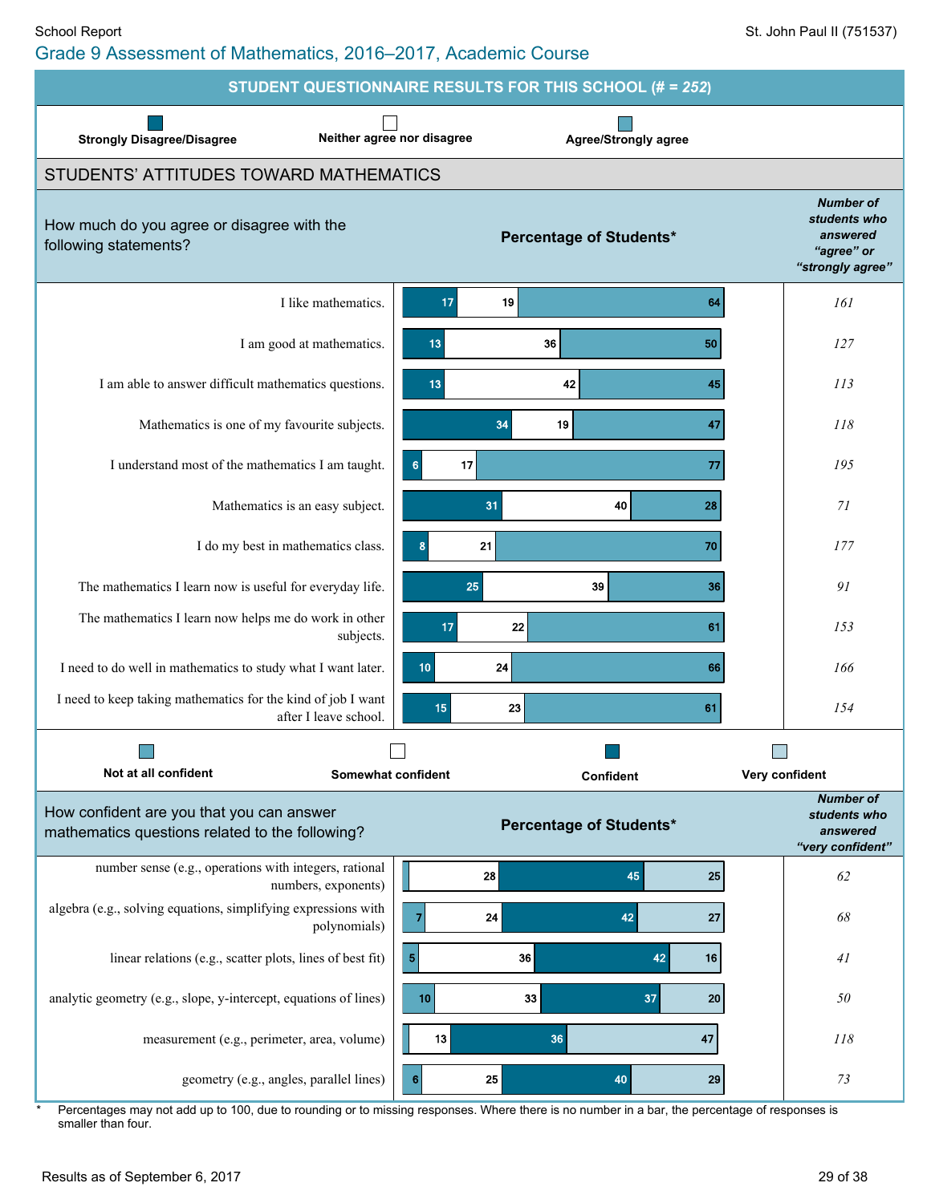School Report

St. John Paul II (751537)

## Grade 9 Assessment of Mathematics, 2016–2017, Academic Course

### STUDENT QUESTIONNAIRE RESULTS FOR THIS SCHOOL (# = *252*)

### STUDENTS' ATTITUDES TOWARD MATHEMATICS

How much do you agree or disagree with the following statements?

Percentage of Students*

| Statement | Strongly Disagree/Disagree | Neither agree nor disagree | Agree/Strongly agree | Number of students who answered "agree" or "strongly agree" |
|---|---|---|---|---|
| I like mathematics. | 17 | 19 | 64 | *161* |
| I am good at mathematics. | 13 | 36 | 50 | *127* |
| I am able to answer difficult mathematics questions. | 13 | 42 | 45 | *113* |
| Mathematics is one of my favourite subjects. | 34 | 19 | 47 | *118* |
| I understand most of the mathematics I am taught. | 6 | 17 | 77 | *195* |
| Mathematics is an easy subject. | 31 | 40 | 28 | *71* |
| I do my best in mathematics class. | 8 | 21 | 70 | *177* |
| The mathematics I learn now is useful for everyday life. | 25 | 39 | 36 | *91* |
| The mathematics I learn now helps me do work in other subjects. | 17 | 22 | 61 | *153* |
| I need to do well in mathematics to study what I want later. | 10 | 24 | 66 | *166* |
| I need to keep taking mathematics for the kind of job I want after I leave school. | 15 | 23 | 61 | *154* |

How confident are you that you can answer mathematics questions related to the following?

Percentage of Students*

| Topic | Not at all confident | Somewhat confident | Confident | Very confident | Number of students who answered "very confident" |
|---|---|---|---|---|---|
| number sense (e.g., operations with integers, rational numbers, exponents) | | 28 | 45 | 25 | *62* |
| algebra (e.g., solving equations, simplifying expressions with polynomials) | 7 | 24 | 42 | 27 | *68* |
| linear relations (e.g., scatter plots, lines of best fit) | 5 | 36 | 42 | 16 | *41* |
| analytic geometry (e.g., slope, y-intercept, equations of lines) | 10 | 33 | 37 | 20 | *50* |
| measurement (e.g., perimeter, area, volume) | | 13 | 36 | 47 | *118* |
| geometry (e.g., angles, parallel lines) | 6 | 25 | 40 | 29 | *73* |

\* Percentages may not add up to 100, due to rounding or to missing responses. Where there is no number in a bar, the percentage of responses is smaller than four.

Results as of September 6, 2017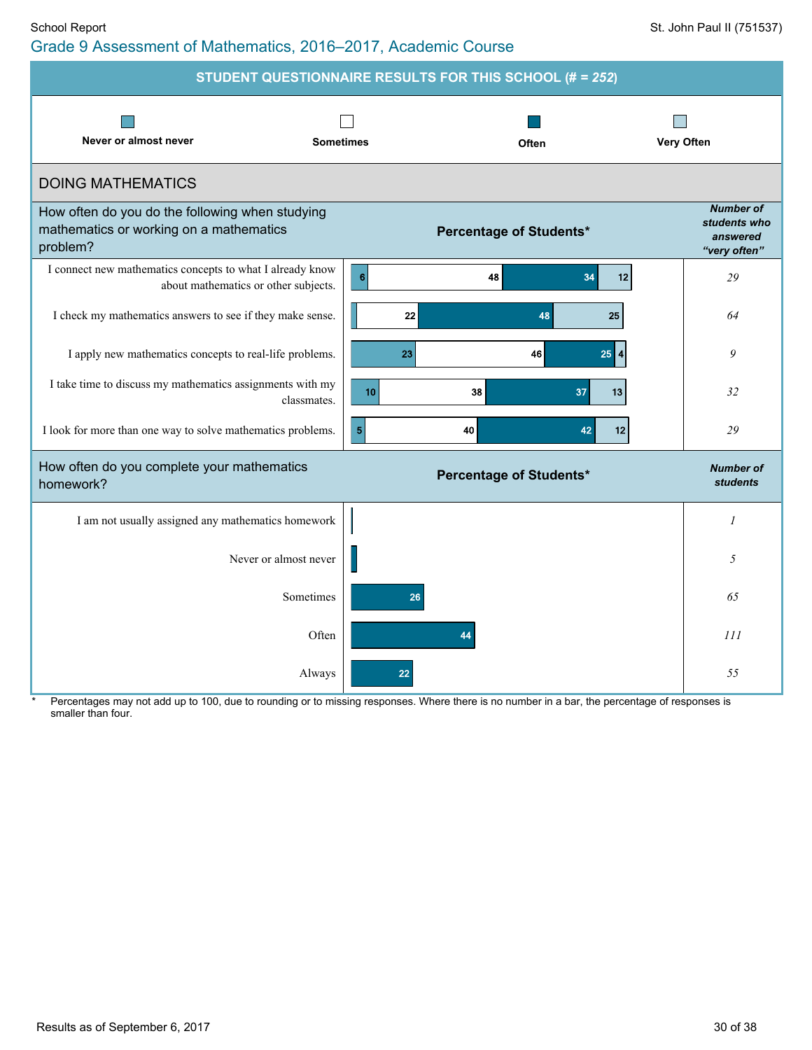## Grade 9 Assessment of Mathematics, 2016–2017, Academic Course

St. John Paul II (751537)

### STUDENT QUESTIONNAIRE RESULTS FOR THIS SCHOOL (# = *252*)

Legend: Never or almost never | Sometimes | Often | Very Often

### DOING MATHEMATICS

**How often do you do the following when studying mathematics or working on a mathematics problem?**

Percentage of Students*

| Statement | Never or almost never | Sometimes | Often | Very Often | Number of students who answered "very often" |
|---|---|---|---|---|---|
| I connect new mathematics concepts to what I already know about mathematics or other subjects. | 6 | 48 | 34 | 12 | 29 |
| I check my mathematics answers to see if they make sense. | | 22 | 48 | 25 | 64 |
| I apply new mathematics concepts to real-life problems. | 23 | 46 | 25 | 4 | 9 |
| I take time to discuss my mathematics assignments with my classmates. | 10 | 38 | 37 | 13 | 32 |
| I look for more than one way to solve mathematics problems. | 5 | 40 | 42 | 12 | 29 |

**How often do you complete your mathematics homework?**

| Response | Percentage of Students* | Number of students |
|---|---|---|
| I am not usually assigned any mathematics homework | | 1 |
| Never or almost never | | 5 |
| Sometimes | 26 | 65 |
| Often | 44 | 111 |
| Always | 22 | 55 |

\* Percentages may not add up to 100, due to rounding or to missing responses. Where there is no number in a bar, the percentage of responses is smaller than four.

Results as of September 6, 2017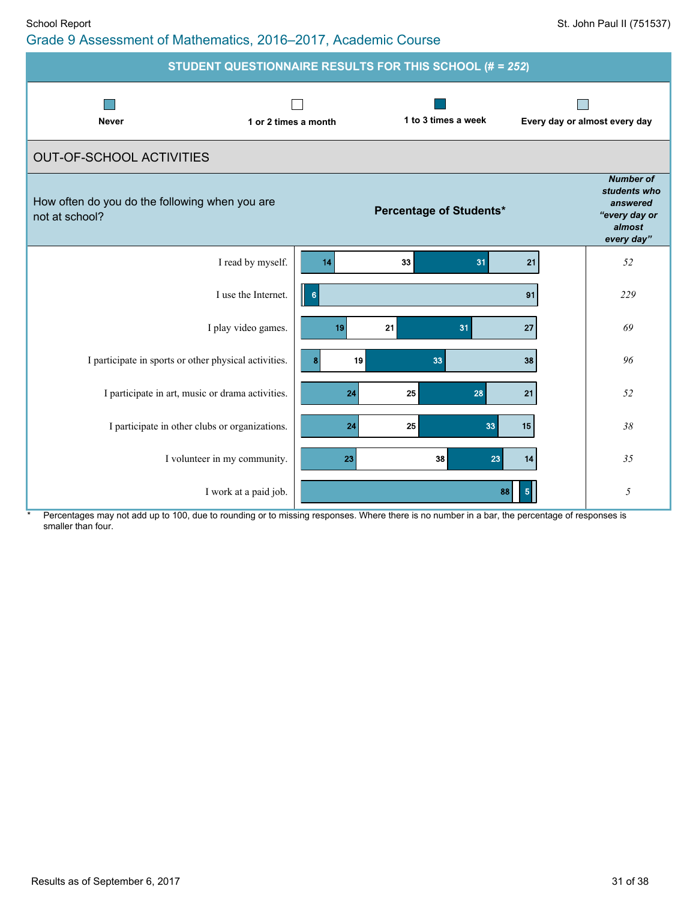School Report

St. John Paul II (751537)

## Grade 9 Assessment of Mathematics, 2016–2017, Academic Course

### STUDENT QUESTIONNAIRE RESULTS FOR THIS SCHOOL (# = *252*)

### OUT-OF-SCHOOL ACTIVITIES

How often do you do the following when you are not at school?

Percentage of Students*

| | Never | 1 or 2 times a month | 1 to 3 times a week | Every day or almost every day | *Number of students who answered "every day or almost every day"* |
|---|---|---|---|---|---|
| I read by myself. | 14 | 33 | 31 | 21 | *52* |
| I use the Internet. | | | 6 | 91 | *229* |
| I play video games. | 19 | 21 | 31 | 27 | *69* |
| I participate in sports or other physical activities. | 8 | 19 | 33 | 38 | *96* |
| I participate in art, music or drama activities. | 24 | 25 | 28 | 21 | *52* |
| I participate in other clubs or organizations. | 24 | 25 | 33 | 15 | *38* |
| I volunteer in my community. | 23 | 38 | 23 | 14 | *35* |
| I work at a paid job. | 88 | | 5 | | *5* |

\* Percentages may not add up to 100, due to rounding or to missing responses. Where there is no number in a bar, the percentage of responses is smaller than four.

Results as of September 6, 2017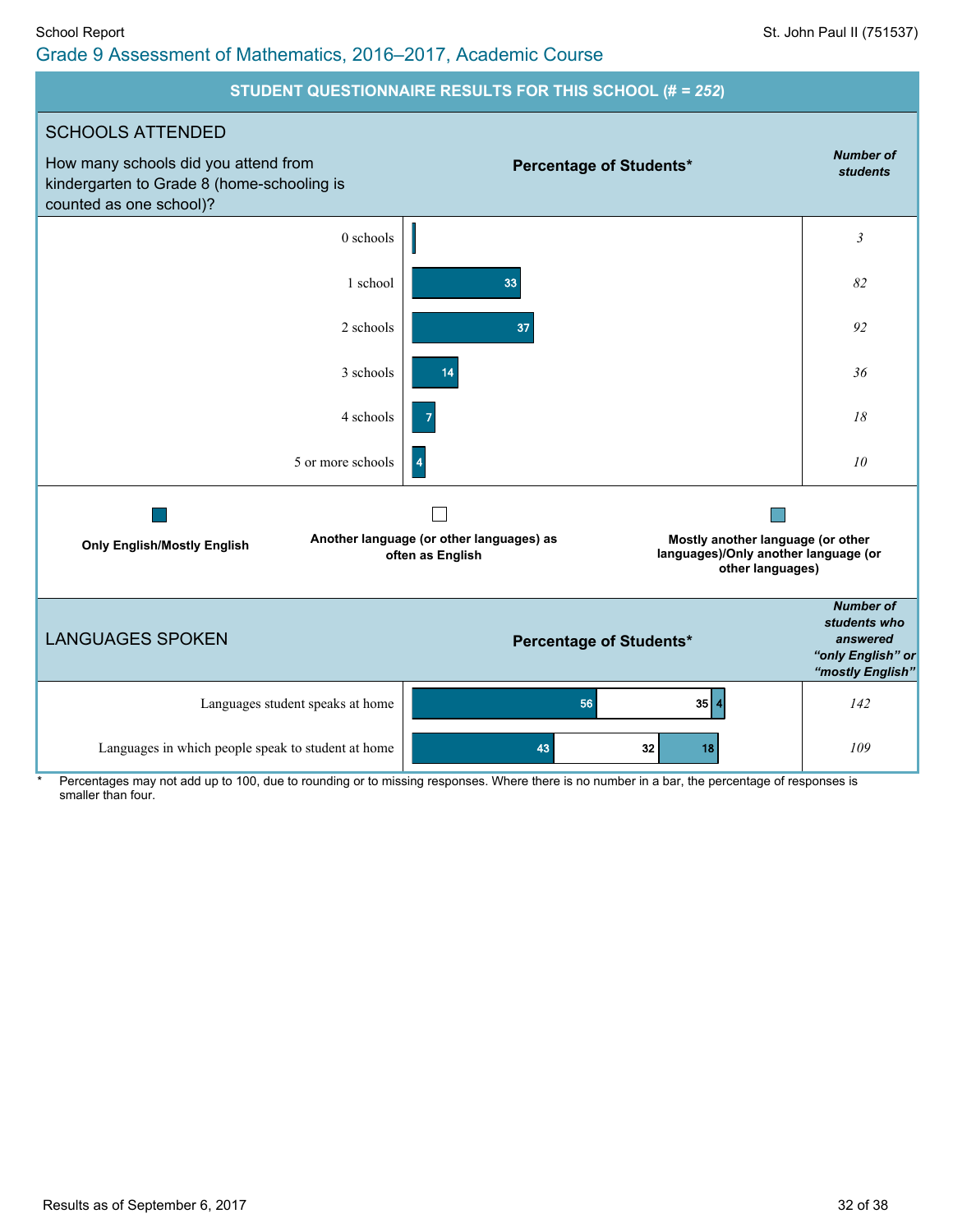# Grade 9 Assessment of Mathematics, 2016–2017, Academic Course

School Report — St. John Paul II (751537)

## STUDENT QUESTIONNAIRE RESULTS FOR THIS SCHOOL (# = *252*)

### SCHOOLS ATTENDED

How many schools did you attend from kindergarten to Grade 8 (home-schooling is counted as one school)?

| Response | Percentage of Students* | *Number of students* |
|---|---|---|
| 0 schools | | *3* |
| 1 school | 33 | *82* |
| 2 schools | 37 | *92* |
| 3 schools | 14 | *36* |
| 4 schools | 7 | *18* |
| 5 or more schools | 4 | *10* |

### LANGUAGES SPOKEN

| | Percentage of Students*: Only English/Mostly English | Another language (or other languages) as often as English | Mostly another language (or other languages)/Only another language (or other languages) | *Number of students who answered "only English" or "mostly English"* |
|---|---|---|---|---|
| Languages student speaks at home | 56 | 35 | 4 | *142* |
| Languages in which people speak to student at home | 43 | 32 | 18 | *109* |

\* Percentages may not add up to 100, due to rounding or to missing responses. Where there is no number in a bar, the percentage of responses is smaller than four.

Results as of September 6, 2017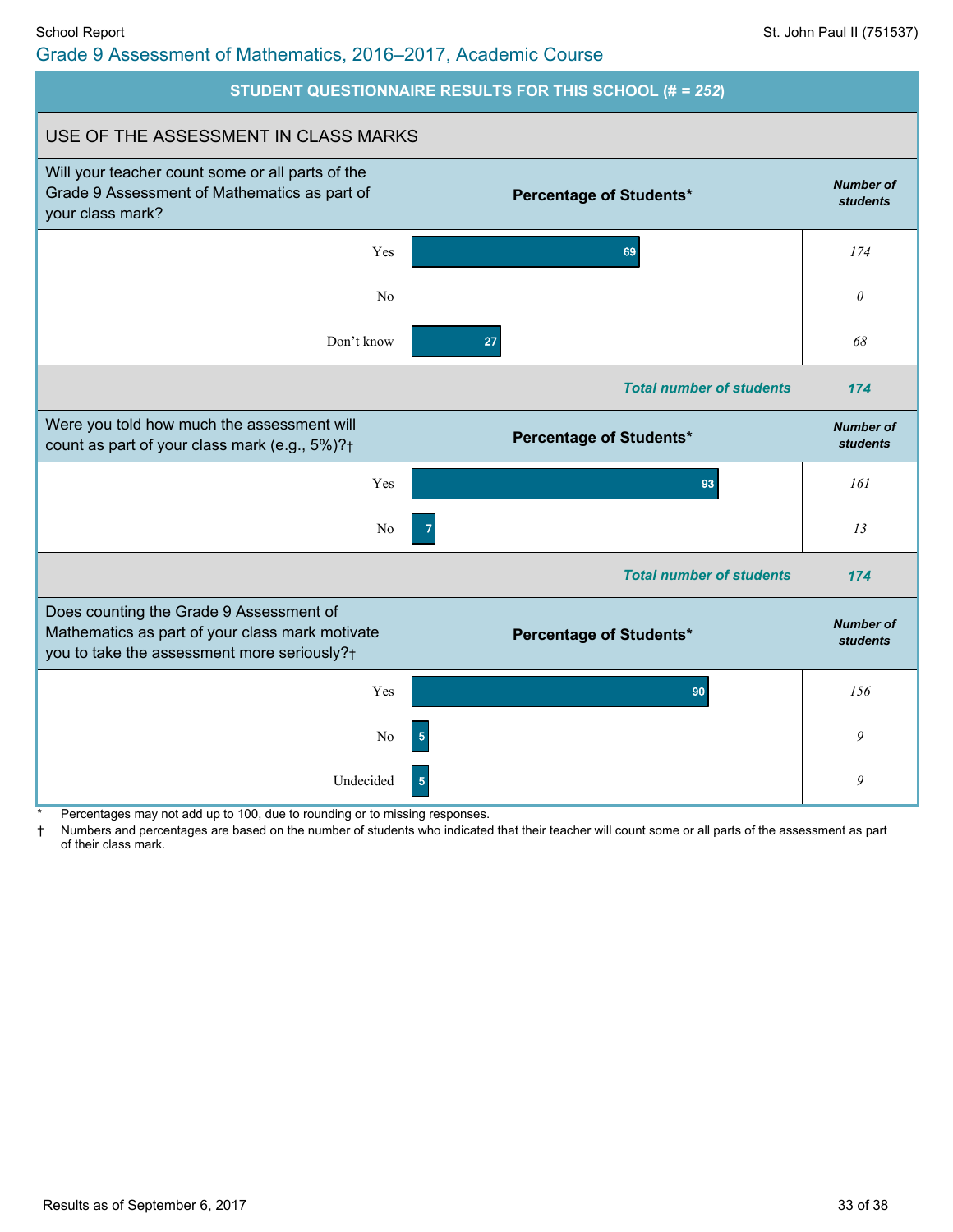School Report

St. John Paul II (751537)

## Grade 9 Assessment of Mathematics, 2016–2017, Academic Course

### STUDENT QUESTIONNAIRE RESULTS FOR THIS SCHOOL (# = *252*)

#### USE OF THE ASSESSMENT IN CLASS MARKS

| Will your teacher count some or all parts of the Grade 9 Assessment of Mathematics as part of your class mark? | Percentage of Students* | Number of students |
|---|---|---|
| Yes | 69 | *174* |
| No | | *0* |
| Don't know | 27 | *68* |
| | ***Total number of students*** | ***174*** |

| Were you told how much the assessment will count as part of your class mark (e.g., 5%)?† | Percentage of Students* | Number of students |
|---|---|---|
| Yes | 93 | *161* |
| No | 7 | *13* |
| | ***Total number of students*** | ***174*** |

| Does counting the Grade 9 Assessment of Mathematics as part of your class mark motivate you to take the assessment more seriously?† | Percentage of Students* | Number of students |
|---|---|---|
| Yes | 90 | *156* |
| No | 5 | *9* |
| Undecided | 5 | *9* |

\* Percentages may not add up to 100, due to rounding or to missing responses.

† Numbers and percentages are based on the number of students who indicated that their teacher will count some or all parts of the assessment as part of their class mark.

Results as of September 6, 2017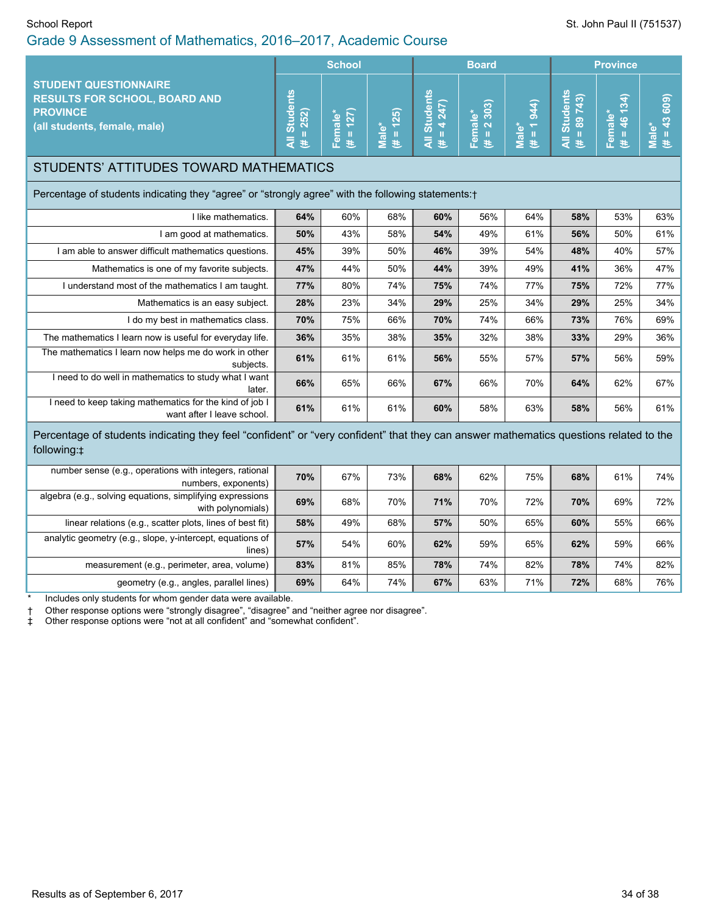# Grade 9 Assessment of Mathematics, 2016–2017, Academic Course

| STUDENT QUESTIONNAIRE RESULTS FOR SCHOOL, BOARD AND PROVINCE (all students, female, male) | School | | | Board | | | Province | | |
|---|---|---|---|---|---|---|---|---|---|
| | All Students (# = 252) | Female* (# = 127) | Male* (# = 125) | All Students (# = 4 247) | Female* (# = 2 303) | Male* (# = 1 944) | All Students (# = 89 743) | Female* (# = 46 134) | Male* (# = 43 609) |
| **STUDENTS' ATTITUDES TOWARD MATHEMATICS** | | | | | | | | | |
| Percentage of students indicating they "agree" or "strongly agree" with the following statements:† | | | | | | | | | |
| I like mathematics. | **64%** | 60% | 68% | **60%** | 56% | 64% | **58%** | 53% | 63% |
| I am good at mathematics. | **50%** | 43% | 58% | **54%** | 49% | 61% | **56%** | 50% | 61% |
| I am able to answer difficult mathematics questions. | **45%** | 39% | 50% | **46%** | 39% | 54% | **48%** | 40% | 57% |
| Mathematics is one of my favorite subjects. | **47%** | 44% | 50% | **44%** | 39% | 49% | **41%** | 36% | 47% |
| I understand most of the mathematics I am taught. | **77%** | 80% | 74% | **75%** | 74% | 77% | **75%** | 72% | 77% |
| Mathematics is an easy subject. | **28%** | 23% | 34% | **29%** | 25% | 34% | **29%** | 25% | 34% |
| I do my best in mathematics class. | **70%** | 75% | 66% | **70%** | 74% | 66% | **73%** | 76% | 69% |
| The mathematics I learn now is useful for everyday life. | **36%** | 35% | 38% | **35%** | 32% | 38% | **33%** | 29% | 36% |
| The mathematics I learn now helps me do work in other subjects. | **61%** | 61% | 61% | **56%** | 55% | 57% | **57%** | 56% | 59% |
| I need to do well in mathematics to study what I want later. | **66%** | 65% | 66% | **67%** | 66% | 70% | **64%** | 62% | 67% |
| I need to keep taking mathematics for the kind of job I want after I leave school. | **61%** | 61% | 61% | **60%** | 58% | 63% | **58%** | 56% | 61% |
| Percentage of students indicating they feel "confident" or "very confident" that they can answer mathematics questions related to the following:‡ | | | | | | | | | |
| number sense (e.g., operations with integers, rational numbers, exponents) | **70%** | 67% | 73% | **68%** | 62% | 75% | **68%** | 61% | 74% |
| algebra (e.g., solving equations, simplifying expressions with polynomials) | **69%** | 68% | 70% | **71%** | 70% | 72% | **70%** | 69% | 72% |
| linear relations (e.g., scatter plots, lines of best fit) | **58%** | 49% | 68% | **57%** | 50% | 65% | **60%** | 55% | 66% |
| analytic geometry (e.g., slope, y-intercept, equations of lines) | **57%** | 54% | 60% | **62%** | 59% | 65% | **62%** | 59% | 66% |
| measurement (e.g., perimeter, area, volume) | **83%** | 81% | 85% | **78%** | 74% | 82% | **78%** | 74% | 82% |
| geometry (e.g., angles, parallel lines) | **69%** | 64% | 74% | **67%** | 63% | 71% | **72%** | 68% | 76% |

\* Includes only students for whom gender data were available.

† Other response options were "strongly disagree", "disagree" and "neither agree nor disagree".

‡ Other response options were "not at all confident" and "somewhat confident".

Results as of September 6, 2017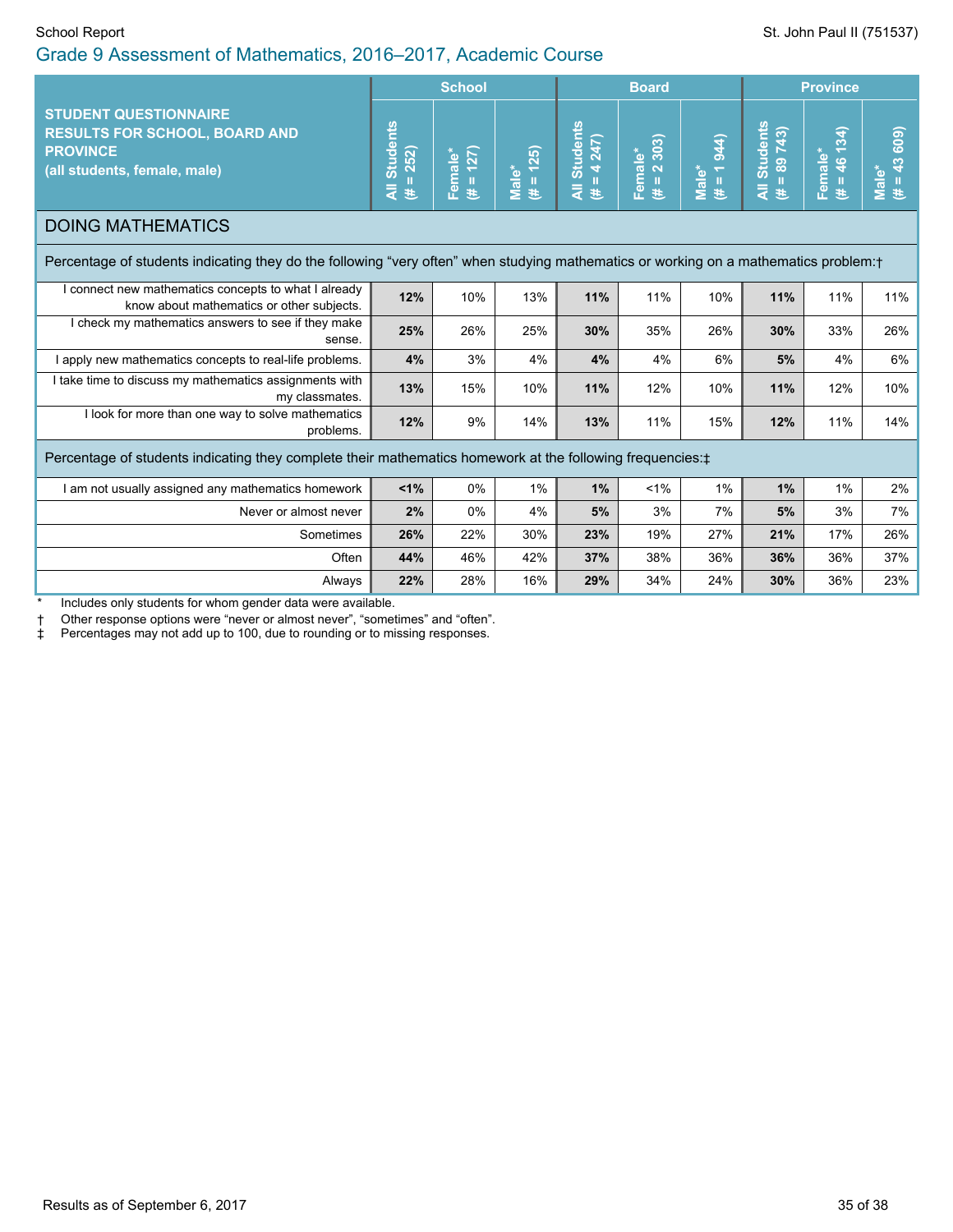School Report

St. John Paul II (751537)

## Grade 9 Assessment of Mathematics, 2016–2017, Academic Course

| STUDENT QUESTIONNAIRE RESULTS FOR SCHOOL, BOARD AND PROVINCE (all students, female, male) | School | | | Board | | | Province | | |
|---|---|---|---|---|---|---|---|---|---|
| | All Students (# = 252) | Female* (# = 127) | Male* (# = 125) | All Students (# = 4 247) | Female* (# = 2 303) | Male* (# = 1 944) | All Students (# = 89 743) | Female* (# = 46 134) | Male* (# = 43 609) |
| **DOING MATHEMATICS** | | | | | | | | | |
| Percentage of students indicating they do the following "very often" when studying mathematics or working on a mathematics problem:† | | | | | | | | | |
| I connect new mathematics concepts to what I already know about mathematics or other subjects. | **12%** | 10% | 13% | **11%** | 11% | 10% | **11%** | 11% | 11% |
| I check my mathematics answers to see if they make sense. | **25%** | 26% | 25% | **30%** | 35% | 26% | **30%** | 33% | 26% |
| I apply new mathematics concepts to real-life problems. | **4%** | 3% | 4% | **4%** | 4% | 6% | **5%** | 4% | 6% |
| I take time to discuss my mathematics assignments with my classmates. | **13%** | 15% | 10% | **11%** | 12% | 10% | **11%** | 12% | 10% |
| I look for more than one way to solve mathematics problems. | **12%** | 9% | 14% | **13%** | 11% | 15% | **12%** | 11% | 14% |
| Percentage of students indicating they complete their mathematics homework at the following frequencies:‡ | | | | | | | | | |
| I am not usually assigned any mathematics homework | **<1%** | 0% | 1% | **1%** | <1% | 1% | **1%** | 1% | 2% |
| Never or almost never | **2%** | 0% | 4% | **5%** | 3% | 7% | **5%** | 3% | 7% |
| Sometimes | **26%** | 22% | 30% | **23%** | 19% | 27% | **21%** | 17% | 26% |
| Often | **44%** | 46% | 42% | **37%** | 38% | 36% | **36%** | 36% | 37% |
| Always | **22%** | 28% | 16% | **29%** | 34% | 24% | **30%** | 36% | 23% |

\* Includes only students for whom gender data were available.

† Other response options were "never or almost never", "sometimes" and "often".

‡ Percentages may not add up to 100, due to rounding or to missing responses.

Results as of September 6, 2017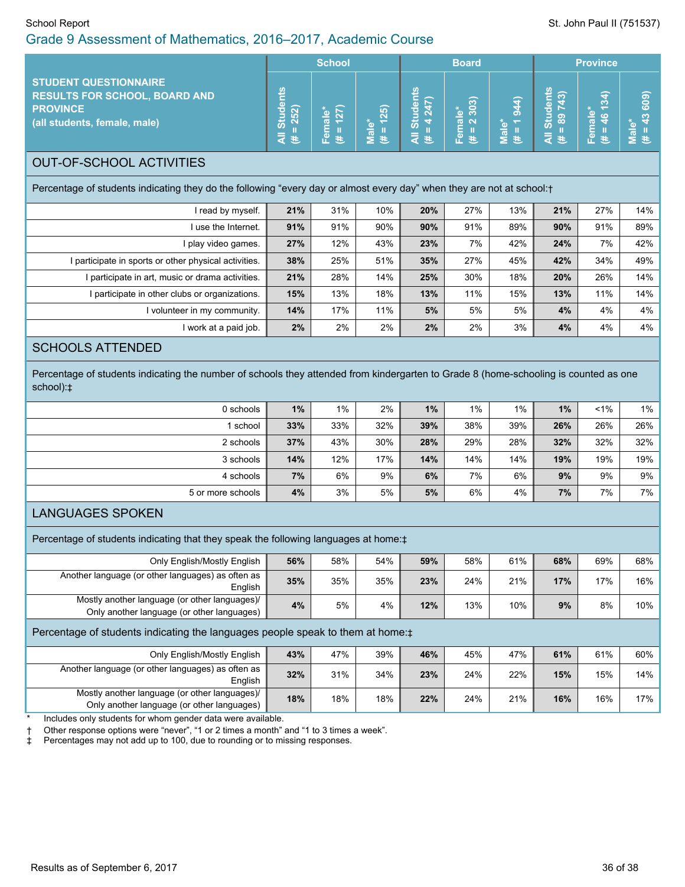School Report

St. John Paul II (751537)

## Grade 9 Assessment of Mathematics, 2016–2017, Academic Course

| STUDENT QUESTIONNAIRE RESULTS FOR SCHOOL, BOARD AND PROVINCE (all students, female, male) | School | | | Board | | | Province | | |
|---|---|---|---|---|---|---|---|---|---|
| | All Students (# = 252) | Female* (# = 127) | Male* (# = 125) | All Students (# = 4 247) | Female* (# = 2 303) | Male* (# = 1 944) | All Students (# = 89 743) | Female* (# = 46 134) | Male* (# = 43 609) |
| **OUT-OF-SCHOOL ACTIVITIES** | | | | | | | | | |
| Percentage of students indicating they do the following "every day or almost every day" when they are not at school:† | | | | | | | | | |
| I read by myself. | **21%** | 31% | 10% | **20%** | 27% | 13% | **21%** | 27% | 14% |
| I use the Internet. | **91%** | 91% | 90% | **90%** | 91% | 89% | **90%** | 91% | 89% |
| I play video games. | **27%** | 12% | 43% | **23%** | 7% | 42% | **24%** | 7% | 42% |
| I participate in sports or other physical activities. | **38%** | 25% | 51% | **35%** | 27% | 45% | **42%** | 34% | 49% |
| I participate in art, music or drama activities. | **21%** | 28% | 14% | **25%** | 30% | 18% | **20%** | 26% | 14% |
| I participate in other clubs or organizations. | **15%** | 13% | 18% | **13%** | 11% | 15% | **13%** | 11% | 14% |
| I volunteer in my community. | **14%** | 17% | 11% | **5%** | 5% | 5% | **4%** | 4% | 4% |
| I work at a paid job. | **2%** | 2% | 2% | **2%** | 2% | 3% | **4%** | 4% | 4% |
| **SCHOOLS ATTENDED** | | | | | | | | | |
| Percentage of students indicating the number of schools they attended from kindergarten to Grade 8 (home-schooling is counted as one school):‡ | | | | | | | | | |
| 0 schools | **1%** | 1% | 2% | **1%** | 1% | 1% | **1%** | <1% | 1% |
| 1 school | **33%** | 33% | 32% | **39%** | 38% | 39% | **26%** | 26% | 26% |
| 2 schools | **37%** | 43% | 30% | **28%** | 29% | 28% | **32%** | 32% | 32% |
| 3 schools | **14%** | 12% | 17% | **14%** | 14% | 14% | **19%** | 19% | 19% |
| 4 schools | **7%** | 6% | 9% | **6%** | 7% | 6% | **9%** | 9% | 9% |
| 5 or more schools | **4%** | 3% | 5% | **5%** | 6% | 4% | **7%** | 7% | 7% |
| **LANGUAGES SPOKEN** | | | | | | | | | |
| Percentage of students indicating that they speak the following languages at home:‡ | | | | | | | | | |
| Only English/Mostly English | **56%** | 58% | 54% | **59%** | 58% | 61% | **68%** | 69% | 68% |
| Another language (or other languages) as often as English | **35%** | 35% | 35% | **23%** | 24% | 21% | **17%** | 17% | 16% |
| Mostly another language (or other languages)/ Only another language (or other languages) | **4%** | 5% | 4% | **12%** | 13% | 10% | **9%** | 8% | 10% |
| Percentage of students indicating the languages people speak to them at home:‡ | | | | | | | | | |
| Only English/Mostly English | **43%** | 47% | 39% | **46%** | 45% | 47% | **61%** | 61% | 60% |
| Another language (or other languages) as often as English | **32%** | 31% | 34% | **23%** | 24% | 22% | **15%** | 15% | 14% |
| Mostly another language (or other languages)/ Only another language (or other languages) | **18%** | 18% | 18% | **22%** | 24% | 21% | **16%** | 16% | 17% |

\* Includes only students for whom gender data were available.

† Other response options were "never", "1 or 2 times a month" and "1 to 3 times a week".

‡ Percentages may not add up to 100, due to rounding or to missing responses.

Results as of September 6, 2017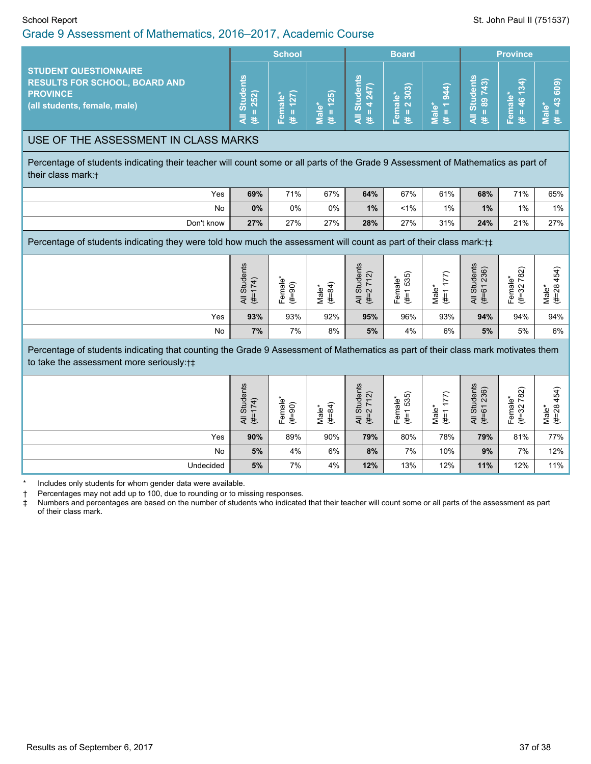School Report

St. John Paul II (751537)

## Grade 9 Assessment of Mathematics, 2016–2017, Academic Course

| STUDENT QUESTIONNAIRE RESULTS FOR SCHOOL, BOARD AND PROVINCE (all students, female, male) | School | | | Board | | | Province | | |
|---|---|---|---|---|---|---|---|---|---|
| | All Students (# = 252) | Female* (# = 127) | Male* (# = 125) | All Students (# = 4 247) | Female* (# = 2 303) | Male* (# = 1 944) | All Students (# = 89 743) | Female* (# = 46 134) | Male* (# = 43 609) |
| **USE OF THE ASSESSMENT IN CLASS MARKS** | | | | | | | | | |
| **Percentage of students indicating their teacher will count some or all parts of the Grade 9 Assessment of Mathematics as part of their class mark:†** | | | | | | | | | |
| Yes | **69%** | 71% | 67% | **64%** | 67% | 61% | **68%** | 71% | 65% |
| No | **0%** | 0% | 0% | **1%** | <1% | 1% | **1%** | 1% | 1% |
| Don't know | **27%** | 27% | 27% | **28%** | 27% | 31% | **24%** | 21% | 27% |
| **Percentage of students indicating they were told how much the assessment will count as part of their class mark:†‡** | | | | | | | | | |
| | All Students (#=174) | Female* (#=90) | Male* (#=84) | All Students (#=2 712) | Female* (#=1 535) | Male* (#=1 177) | All Students (#=61 236) | Female* (#=32 782) | Male* (#=28 454) |
| Yes | **93%** | 93% | 92% | **95%** | 96% | 93% | **94%** | 94% | 94% |
| No | **7%** | 7% | 8% | **5%** | 4% | 6% | **5%** | 5% | 6% |
| **Percentage of students indicating that counting the Grade 9 Assessment of Mathematics as part of their class mark motivates them to take the assessment more seriously:†‡** | | | | | | | | | |
| | All Students (#=174) | Female* (#=90) | Male* (#=84) | All Students (#=2 712) | Female* (#=1 535) | Male* (#=1 177) | All Students (#=61 236) | Female* (#=32 782) | Male* (#=28 454) |
| Yes | **90%** | 89% | 90% | **79%** | 80% | 78% | **79%** | 81% | 77% |
| No | **5%** | 4% | 6% | **8%** | 7% | 10% | **9%** | 7% | 12% |
| Undecided | **5%** | 7% | 4% | **12%** | 13% | 12% | **11%** | 12% | 11% |

\* Includes only students for whom gender data were available.

† Percentages may not add up to 100, due to rounding or to missing responses.

‡ Numbers and percentages are based on the number of students who indicated that their teacher will count some or all parts of the assessment as part of their class mark.

Results as of September 6, 2017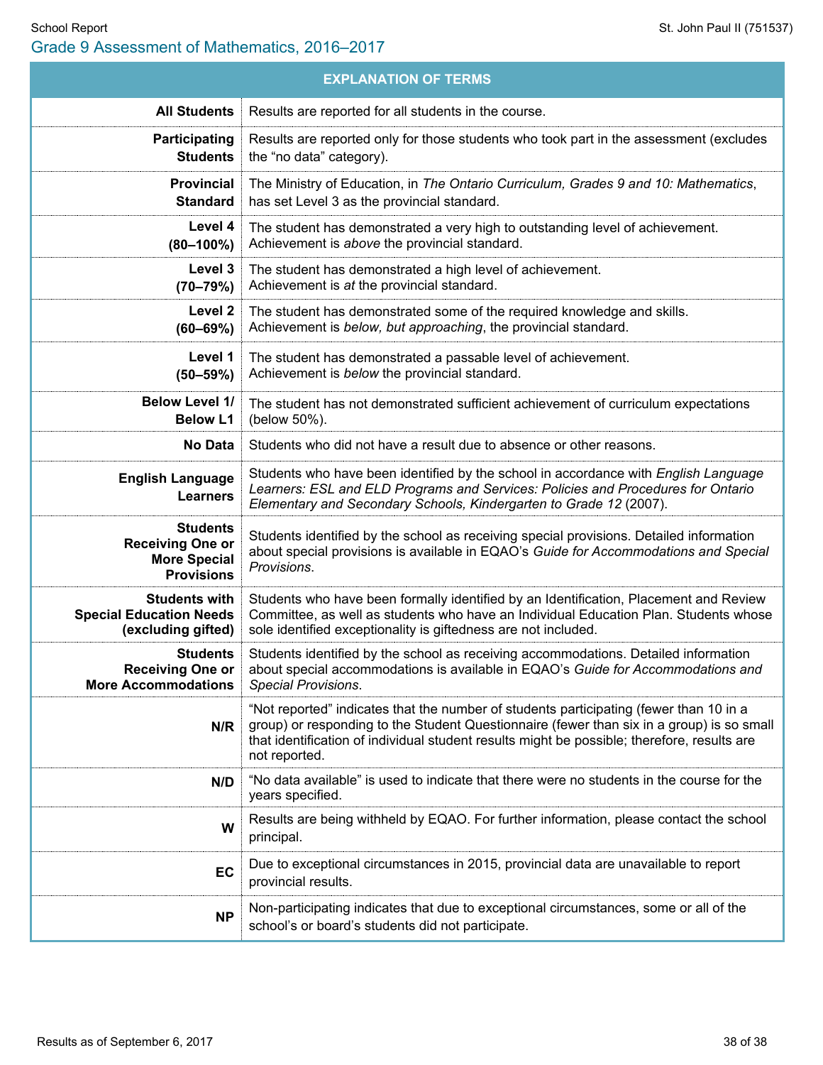## Grade 9 Assessment of Mathematics, 2016–2017

| EXPLANATION OF TERMS | |
|---|---|
| **All Students** | Results are reported for all students in the course. |
| **Participating Students** | Results are reported only for those students who took part in the assessment (excludes the "no data" category). |
| **Provincial Standard** | The Ministry of Education, in *The Ontario Curriculum, Grades 9 and 10: Mathematics*, has set Level 3 as the provincial standard. |
| **Level 4 (80–100%)** | The student has demonstrated a very high to outstanding level of achievement. Achievement is *above* the provincial standard. |
| **Level 3 (70–79%)** | The student has demonstrated a high level of achievement. Achievement is *at* the provincial standard. |
| **Level 2 (60–69%)** | The student has demonstrated some of the required knowledge and skills. Achievement is *below, but approaching*, the provincial standard. |
| **Level 1 (50–59%)** | The student has demonstrated a passable level of achievement. Achievement is *below* the provincial standard. |
| **Below Level 1/ Below L1** | The student has not demonstrated sufficient achievement of curriculum expectations (below 50%). |
| **No Data** | Students who did not have a result due to absence or other reasons. |
| **English Language Learners** | Students who have been identified by the school in accordance with *English Language Learners: ESL and ELD Programs and Services: Policies and Procedures for Ontario Elementary and Secondary Schools, Kindergarten to Grade 12* (2007). |
| **Students Receiving One or More Special Provisions** | Students identified by the school as receiving special provisions. Detailed information about special provisions is available in EQAO's *Guide for Accommodations and Special Provisions*. |
| **Students with Special Education Needs (excluding gifted)** | Students who have been formally identified by an Identification, Placement and Review Committee, as well as students who have an Individual Education Plan. Students whose sole identified exceptionality is giftedness are not included. |
| **Students Receiving One or More Accommodations** | Students identified by the school as receiving accommodations. Detailed information about special accommodations is available in EQAO's *Guide for Accommodations and Special Provisions*. |
| **N/R** | "Not reported" indicates that the number of students participating (fewer than 10 in a group) or responding to the Student Questionnaire (fewer than six in a group) is so small that identification of individual student results might be possible; therefore, results are not reported. |
| **N/D** | "No data available" is used to indicate that there were no students in the course for the years specified. |
| **W** | Results are being withheld by EQAO. For further information, please contact the school principal. |
| **EC** | Due to exceptional circumstances in 2015, provincial data are unavailable to report provincial results. |
| **NP** | Non-participating indicates that due to exceptional circumstances, some or all of the school's or board's students did not participate. |

Results as of September 6, 2017